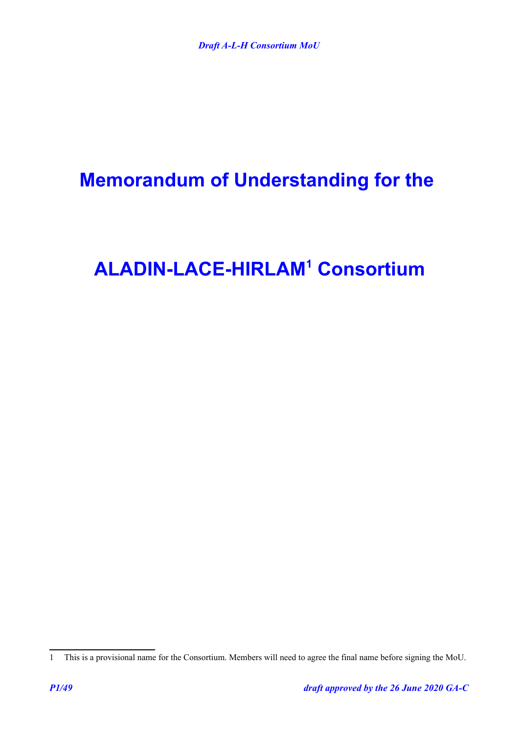# Memorandum of Understanding for the

# ALADIN-LACE-HIRLAM[1] Consortium

1 This is a provisional name for the Consortium. Members will need to agree the final name before signing the MoU.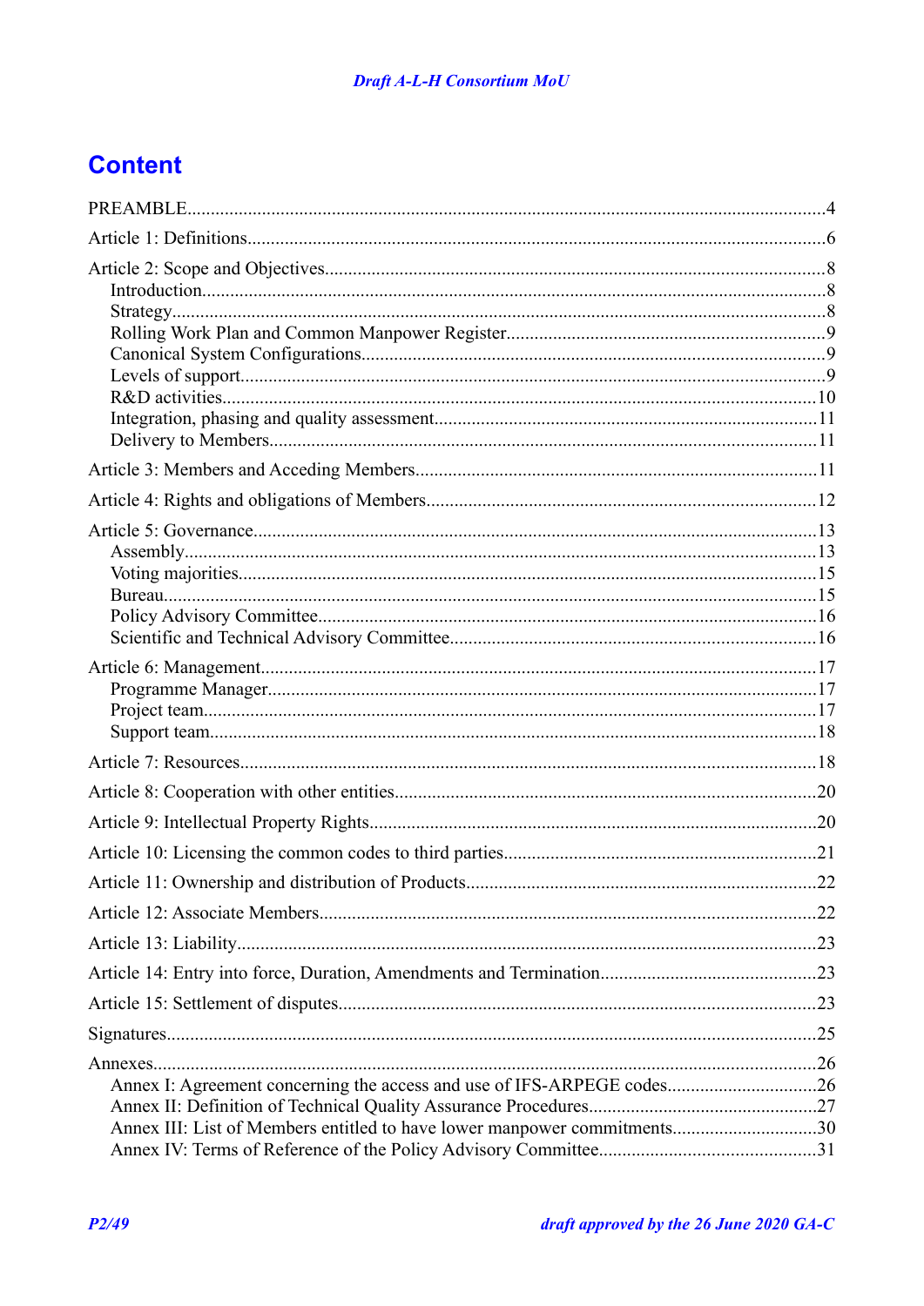# Content

PREAMBLE....4

Article 1: Definitions....6

Article 2: Scope and Objectives....8
- Introduction....8
- Strategy....8
- Rolling Work Plan and Common Manpower Register....9
- Canonical System Configurations....9
- Levels of support....9
- R&D activities....10
- Integration, phasing and quality assessment....11
- Delivery to Members....11

Article 3: Members and Acceding Members....11

Article 4: Rights and obligations of Members....12

Article 5: Governance....13
- Assembly....13
- Voting majorities....15
- Bureau....15
- Policy Advisory Committee....16
- Scientific and Technical Advisory Committee....16

Article 6: Management....17
- Programme Manager....17
- Project team....17
- Support team....18

Article 7: Resources....18

Article 8: Cooperation with other entities....20

Article 9: Intellectual Property Rights....20

Article 10: Licensing the common codes to third parties....21

Article 11: Ownership and distribution of Products....22

Article 12: Associate Members....22

Article 13: Liability....23

Article 14: Entry into force, Duration, Amendments and Termination....23

Article 15: Settlement of disputes....23

Signatures....25

Annexes....26
- Annex I: Agreement concerning the access and use of IFS-ARPEGE codes....26
- Annex II: Definition of Technical Quality Assurance Procedures....27
- Annex III: List of Members entitled to have lower manpower commitments....30
- Annex IV: Terms of Reference of the Policy Advisory Committee....31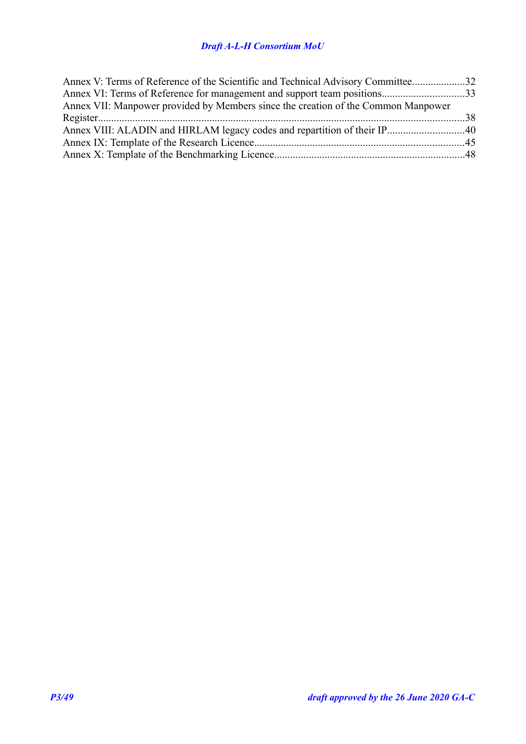Annex V: Terms of Reference of the Scientific and Technical Advisory Committee....................32
Annex VI: Terms of Reference for management and support team positions..............................33
Annex VII: Manpower provided by Members since the creation of the Common Manpower Register.........................................................................................................................................38
Annex VIII: ALADIN and HIRLAM legacy codes and repartition of their IP............................40
Annex IX: Template of the Research Licence..............................................................................45
Annex X: Template of the Benchmarking Licence.......................................................................48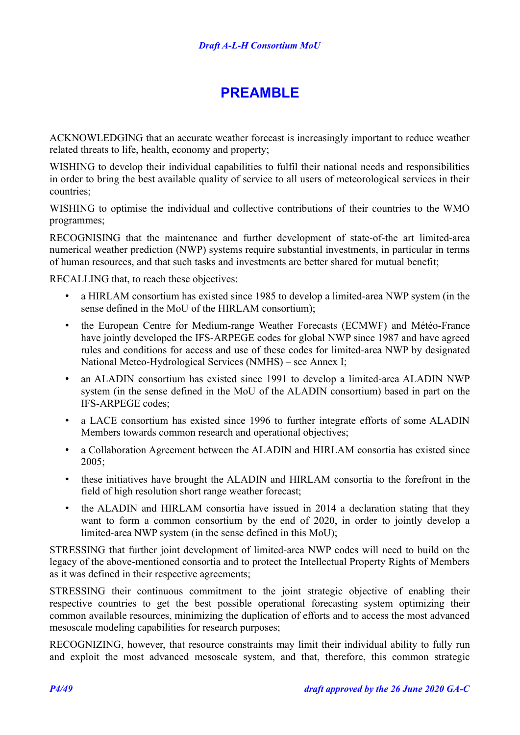# PREAMBLE

ACKNOWLEDGING that an accurate weather forecast is increasingly important to reduce weather related threats to life, health, economy and property;

WISHING to develop their individual capabilities to fulfil their national needs and responsibilities in order to bring the best available quality of service to all users of meteorological services in their countries;

WISHING to optimise the individual and collective contributions of their countries to the WMO programmes;

RECOGNISING that the maintenance and further development of state-of-the art limited-area numerical weather prediction (NWP) systems require substantial investments, in particular in terms of human resources, and that such tasks and investments are better shared for mutual benefit;

RECALLING that, to reach these objectives:

- a HIRLAM consortium has existed since 1985 to develop a limited-area NWP system (in the sense defined in the MoU of the HIRLAM consortium);
- the European Centre for Medium-range Weather Forecasts (ECMWF) and Météo-France have jointly developed the IFS-ARPEGE codes for global NWP since 1987 and have agreed rules and conditions for access and use of these codes for limited-area NWP by designated National Meteo-Hydrological Services (NMHS) – see Annex I;
- an ALADIN consortium has existed since 1991 to develop a limited-area ALADIN NWP system (in the sense defined in the MoU of the ALADIN consortium) based in part on the IFS-ARPEGE codes;
- a LACE consortium has existed since 1996 to further integrate efforts of some ALADIN Members towards common research and operational objectives;
- a Collaboration Agreement between the ALADIN and HIRLAM consortia has existed since 2005;
- these initiatives have brought the ALADIN and HIRLAM consortia to the forefront in the field of high resolution short range weather forecast;
- the ALADIN and HIRLAM consortia have issued in 2014 a declaration stating that they want to form a common consortium by the end of 2020, in order to jointly develop a limited-area NWP system (in the sense defined in this MoU);

STRESSING that further joint development of limited-area NWP codes will need to build on the legacy of the above-mentioned consortia and to protect the Intellectual Property Rights of Members as it was defined in their respective agreements;

STRESSING their continuous commitment to the joint strategic objective of enabling their respective countries to get the best possible operational forecasting system optimizing their common available resources, minimizing the duplication of efforts and to access the most advanced mesoscale modeling capabilities for research purposes;

RECOGNIZING, however, that resource constraints may limit their individual ability to fully run and exploit the most advanced mesoscale system, and that, therefore, this common strategic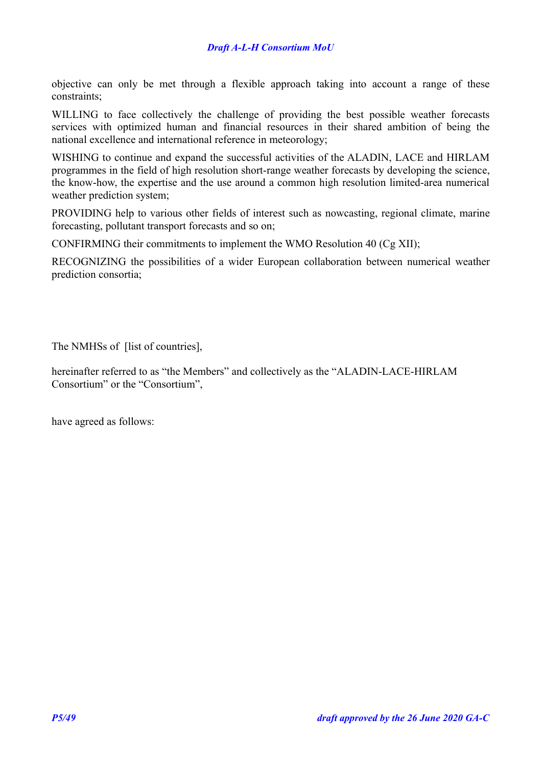objective can only be met through a flexible approach taking into account a range of these constraints;

WILLING to face collectively the challenge of providing the best possible weather forecasts services with optimized human and financial resources in their shared ambition of being the national excellence and international reference in meteorology;

WISHING to continue and expand the successful activities of the ALADIN, LACE and HIRLAM programmes in the field of high resolution short-range weather forecasts by developing the science, the know-how, the expertise and the use around a common high resolution limited-area numerical weather prediction system;

PROVIDING help to various other fields of interest such as nowcasting, regional climate, marine forecasting, pollutant transport forecasts and so on;

CONFIRMING their commitments to implement the WMO Resolution 40 (Cg XII);

RECOGNIZING the possibilities of a wider European collaboration between numerical weather prediction consortia;

The NMHSs of [list of countries],

hereinafter referred to as "the Members" and collectively as the "ALADIN-LACE-HIRLAM Consortium" or the "Consortium",

have agreed as follows: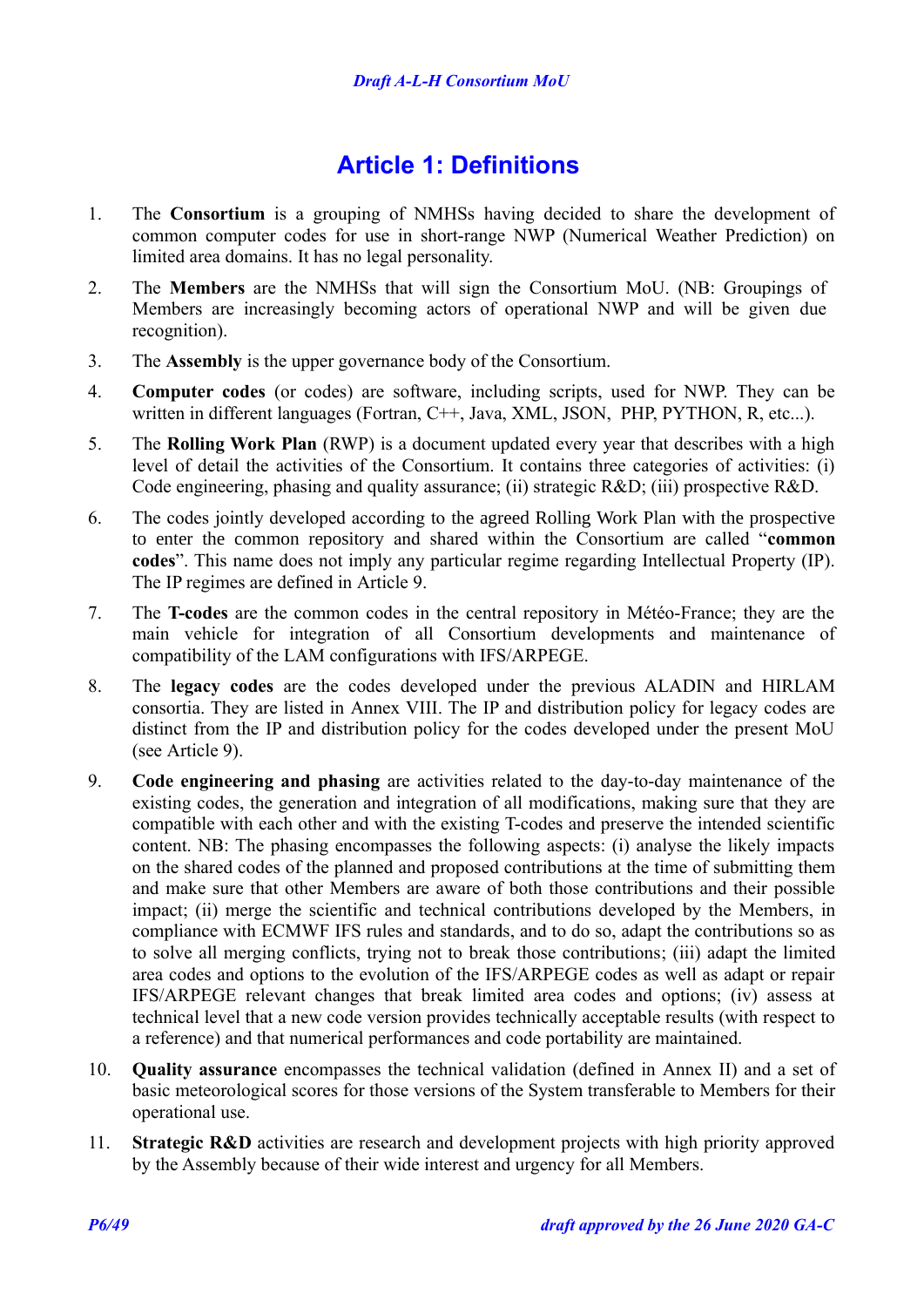# Article 1: Definitions

1. The **Consortium** is a grouping of NMHSs having decided to share the development of common computer codes for use in short-range NWP (Numerical Weather Prediction) on limited area domains. It has no legal personality.

2. The **Members** are the NMHSs that will sign the Consortium MoU. (NB: Groupings of Members are increasingly becoming actors of operational NWP and will be given due recognition).

3. The **Assembly** is the upper governance body of the Consortium.

4. **Computer codes** (or codes) are software, including scripts, used for NWP. They can be written in different languages (Fortran, C++, Java, XML, JSON, PHP, PYTHON, R, etc...).

5. The **Rolling Work Plan** (RWP) is a document updated every year that describes with a high level of detail the activities of the Consortium. It contains three categories of activities: (i) Code engineering, phasing and quality assurance; (ii) strategic R&D; (iii) prospective R&D.

6. The codes jointly developed according to the agreed Rolling Work Plan with the prospective to enter the common repository and shared within the Consortium are called "**common codes**". This name does not imply any particular regime regarding Intellectual Property (IP). The IP regimes are defined in Article 9.

7. The **T-codes** are the common codes in the central repository in Météo-France; they are the main vehicle for integration of all Consortium developments and maintenance of compatibility of the LAM configurations with IFS/ARPEGE.

8. The **legacy codes** are the codes developed under the previous ALADIN and HIRLAM consortia. They are listed in Annex VIII. The IP and distribution policy for legacy codes are distinct from the IP and distribution policy for the codes developed under the present MoU (see Article 9).

9. **Code engineering and phasing** are activities related to the day-to-day maintenance of the existing codes, the generation and integration of all modifications, making sure that they are compatible with each other and with the existing T-codes and preserve the intended scientific content. NB: The phasing encompasses the following aspects: (i) analyse the likely impacts on the shared codes of the planned and proposed contributions at the time of submitting them and make sure that other Members are aware of both those contributions and their possible impact; (ii) merge the scientific and technical contributions developed by the Members, in compliance with ECMWF IFS rules and standards, and to do so, adapt the contributions so as to solve all merging conflicts, trying not to break those contributions; (iii) adapt the limited area codes and options to the evolution of the IFS/ARPEGE codes as well as adapt or repair IFS/ARPEGE relevant changes that break limited area codes and options; (iv) assess at technical level that a new code version provides technically acceptable results (with respect to a reference) and that numerical performances and code portability are maintained.

10. **Quality assurance** encompasses the technical validation (defined in Annex II) and a set of basic meteorological scores for those versions of the System transferable to Members for their operational use.

11. **Strategic R&D** activities are research and development projects with high priority approved by the Assembly because of their wide interest and urgency for all Members.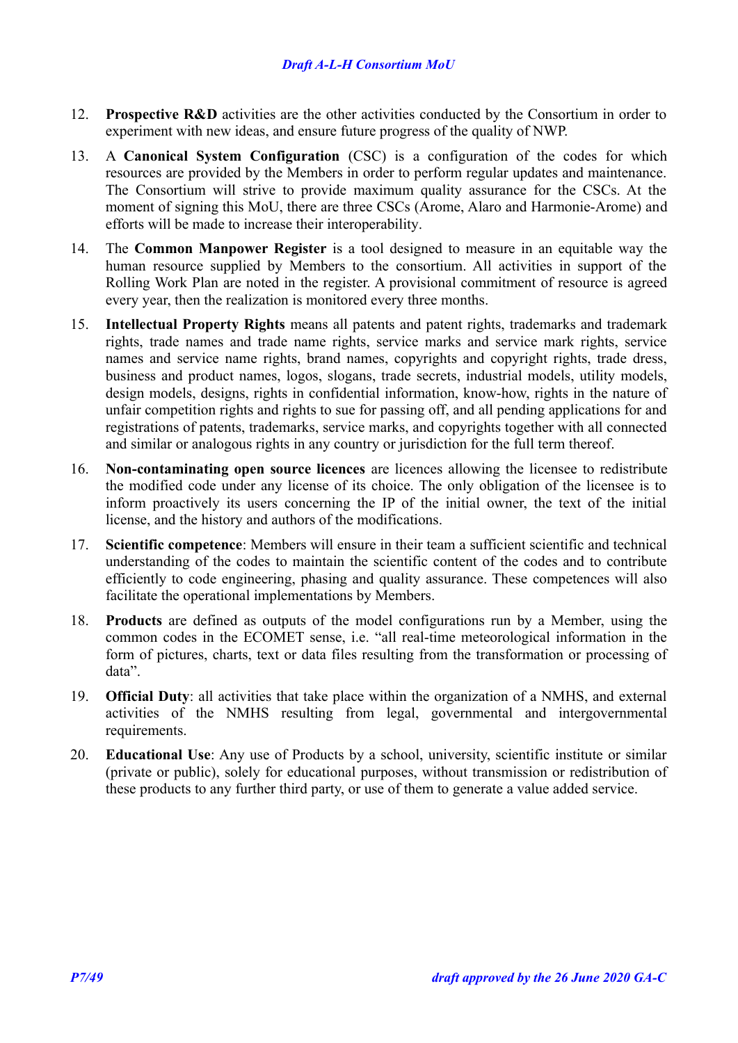12. **Prospective R&D** activities are the other activities conducted by the Consortium in order to experiment with new ideas, and ensure future progress of the quality of NWP.

13. A **Canonical System Configuration** (CSC) is a configuration of the codes for which resources are provided by the Members in order to perform regular updates and maintenance. The Consortium will strive to provide maximum quality assurance for the CSCs. At the moment of signing this MoU, there are three CSCs (Arome, Alaro and Harmonie-Arome) and efforts will be made to increase their interoperability.

14. The **Common Manpower Register** is a tool designed to measure in an equitable way the human resource supplied by Members to the consortium. All activities in support of the Rolling Work Plan are noted in the register. A provisional commitment of resource is agreed every year, then the realization is monitored every three months.

15. **Intellectual Property Rights** means all patents and patent rights, trademarks and trademark rights, trade names and trade name rights, service marks and service mark rights, service names and service name rights, brand names, copyrights and copyright rights, trade dress, business and product names, logos, slogans, trade secrets, industrial models, utility models, design models, designs, rights in confidential information, know-how, rights in the nature of unfair competition rights and rights to sue for passing off, and all pending applications for and registrations of patents, trademarks, service marks, and copyrights together with all connected and similar or analogous rights in any country or jurisdiction for the full term thereof.

16. **Non-contaminating open source licences** are licences allowing the licensee to redistribute the modified code under any license of its choice. The only obligation of the licensee is to inform proactively its users concerning the IP of the initial owner, the text of the initial license, and the history and authors of the modifications.

17. **Scientific competence**: Members will ensure in their team a sufficient scientific and technical understanding of the codes to maintain the scientific content of the codes and to contribute efficiently to code engineering, phasing and quality assurance. These competences will also facilitate the operational implementations by Members.

18. **Products** are defined as outputs of the model configurations run by a Member, using the common codes in the ECOMET sense, i.e. “all real-time meteorological information in the form of pictures, charts, text or data files resulting from the transformation or processing of data”.

19. **Official Duty**: all activities that take place within the organization of a NMHS, and external activities of the NMHS resulting from legal, governmental and intergovernmental requirements.

20. **Educational Use**: Any use of Products by a school, university, scientific institute or similar (private or public), solely for educational purposes, without transmission or redistribution of these products to any further third party, or use of them to generate a value added service.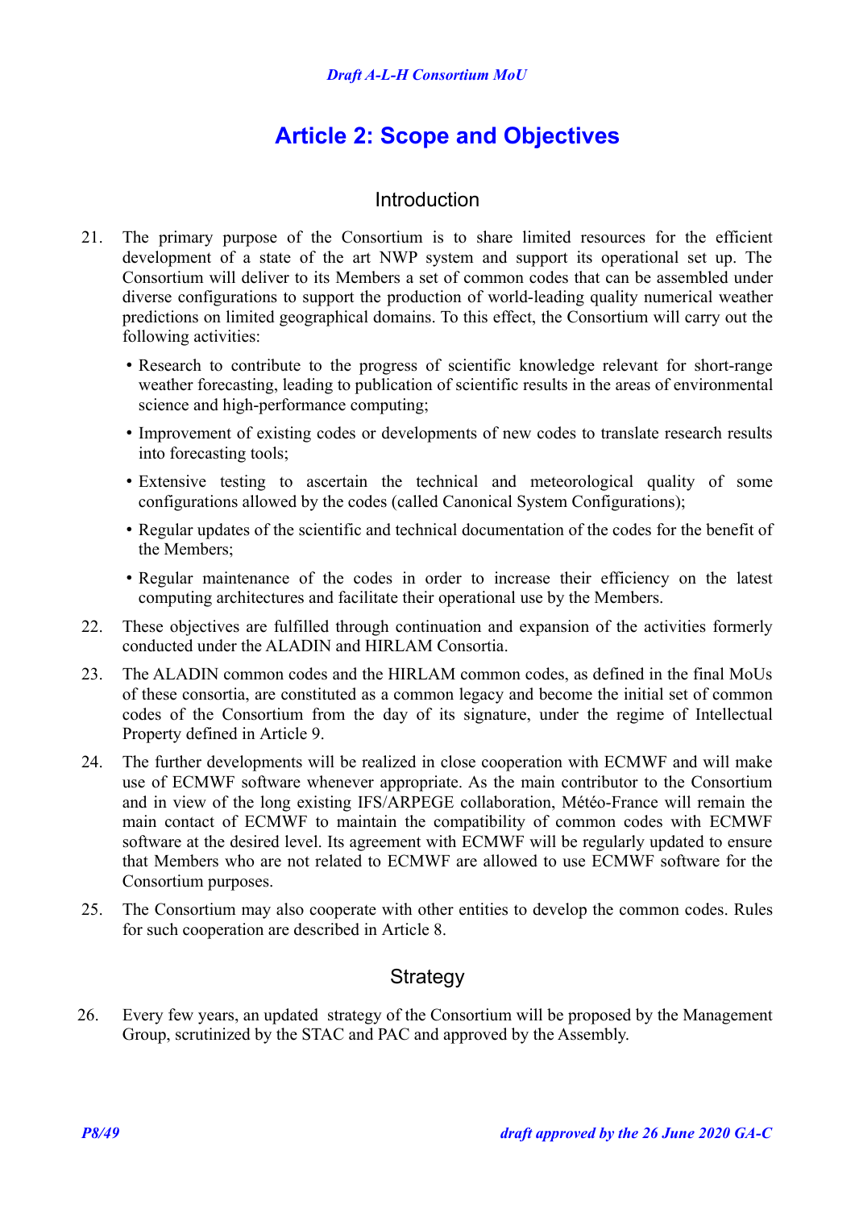# Article 2: Scope and Objectives

## Introduction

21. The primary purpose of the Consortium is to share limited resources for the efficient development of a state of the art NWP system and support its operational set up. The Consortium will deliver to its Members a set of common codes that can be assembled under diverse configurations to support the production of world-leading quality numerical weather predictions on limited geographical domains. To this effect, the Consortium will carry out the following activities:

    - Research to contribute to the progress of scientific knowledge relevant for short-range weather forecasting, leading to publication of scientific results in the areas of environmental science and high-performance computing;
    - Improvement of existing codes or developments of new codes to translate research results into forecasting tools;
    - Extensive testing to ascertain the technical and meteorological quality of some configurations allowed by the codes (called Canonical System Configurations);
    - Regular updates of the scientific and technical documentation of the codes for the benefit of the Members;
    - Regular maintenance of the codes in order to increase their efficiency on the latest computing architectures and facilitate their operational use by the Members.

22. These objectives are fulfilled through continuation and expansion of the activities formerly conducted under the ALADIN and HIRLAM Consortia.

23. The ALADIN common codes and the HIRLAM common codes, as defined in the final MoUs of these consortia, are constituted as a common legacy and become the initial set of common codes of the Consortium from the day of its signature, under the regime of Intellectual Property defined in Article 9.

24. The further developments will be realized in close cooperation with ECMWF and will make use of ECMWF software whenever appropriate. As the main contributor to the Consortium and in view of the long existing IFS/ARPEGE collaboration, Météo-France will remain the main contact of ECMWF to maintain the compatibility of common codes with ECMWF software at the desired level. Its agreement with ECMWF will be regularly updated to ensure that Members who are not related to ECMWF are allowed to use ECMWF software for the Consortium purposes.

25. The Consortium may also cooperate with other entities to develop the common codes. Rules for such cooperation are described in Article 8.

## Strategy

26. Every few years, an updated strategy of the Consortium will be proposed by the Management Group, scrutinized by the STAC and PAC and approved by the Assembly.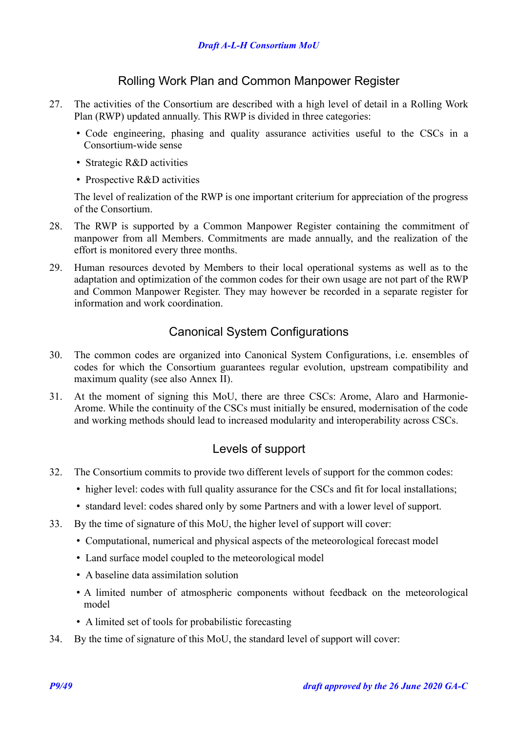## Rolling Work Plan and Common Manpower Register

27. The activities of the Consortium are described with a high level of detail in a Rolling Work Plan (RWP) updated annually. This RWP is divided in three categories:

    - Code engineering, phasing and quality assurance activities useful to the CSCs in a Consortium-wide sense
    - Strategic R&D activities
    - Prospective R&D activities

    The level of realization of the RWP is one important criterium for appreciation of the progress of the Consortium.

28. The RWP is supported by a Common Manpower Register containing the commitment of manpower from all Members. Commitments are made annually, and the realization of the effort is monitored every three months.

29. Human resources devoted by Members to their local operational systems as well as to the adaptation and optimization of the common codes for their own usage are not part of the RWP and Common Manpower Register. They may however be recorded in a separate register for information and work coordination.

## Canonical System Configurations

30. The common codes are organized into Canonical System Configurations, i.e. ensembles of codes for which the Consortium guarantees regular evolution, upstream compatibility and maximum quality (see also Annex II).

31. At the moment of signing this MoU, there are three CSCs: Arome, Alaro and Harmonie-Arome. While the continuity of the CSCs must initially be ensured, modernisation of the code and working methods should lead to increased modularity and interoperability across CSCs.

## Levels of support

32. The Consortium commits to provide two different levels of support for the common codes:

    - higher level: codes with full quality assurance for the CSCs and fit for local installations;
    - standard level: codes shared only by some Partners and with a lower level of support.

33. By the time of signature of this MoU, the higher level of support will cover:

    - Computational, numerical and physical aspects of the meteorological forecast model
    - Land surface model coupled to the meteorological model
    - A baseline data assimilation solution
    - A limited number of atmospheric components without feedback on the meteorological model
    - A limited set of tools for probabilistic forecasting

34. By the time of signature of this MoU, the standard level of support will cover: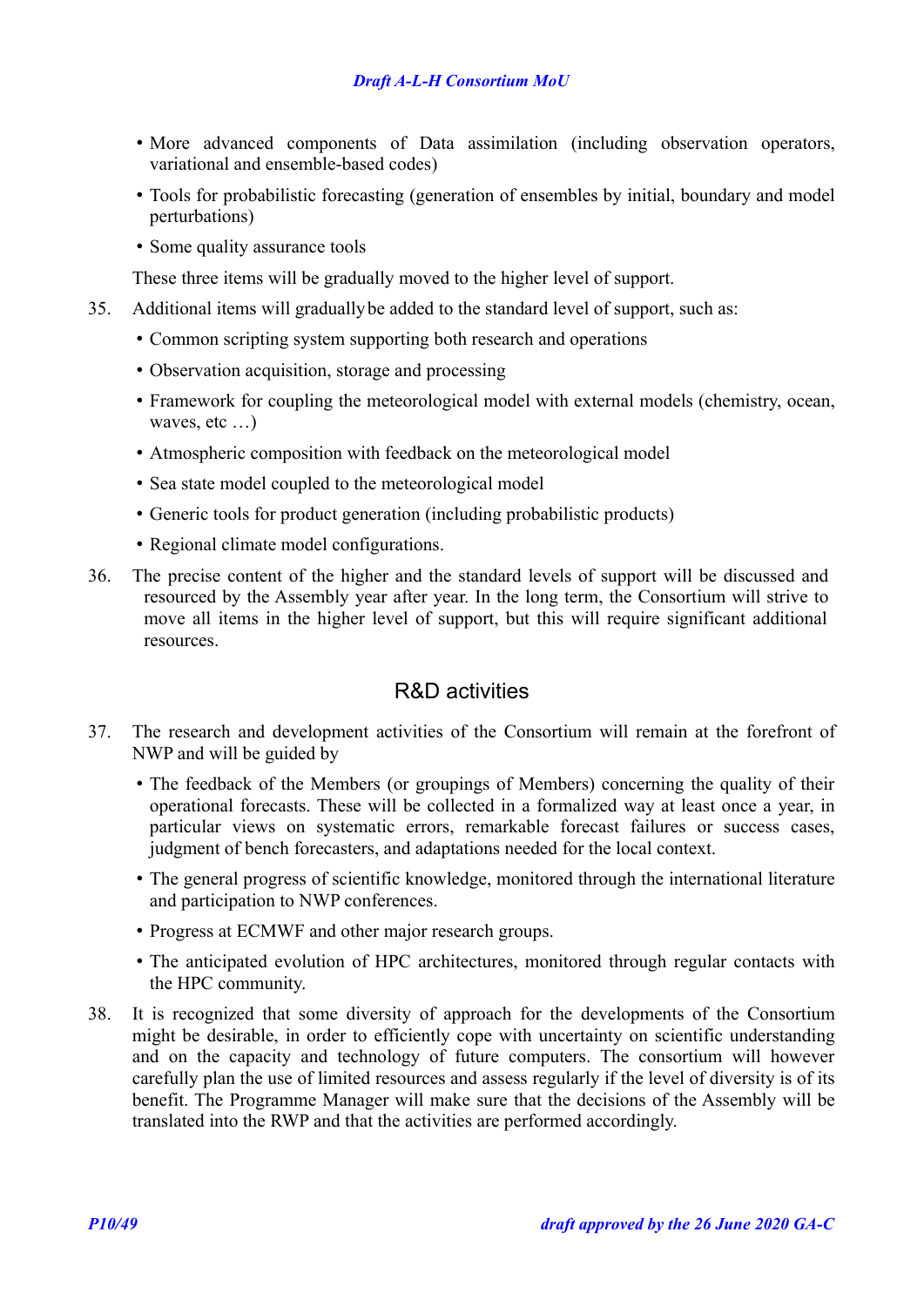- More advanced components of Data assimilation (including observation operators, variational and ensemble-based codes)
- Tools for probabilistic forecasting (generation of ensembles by initial, boundary and model perturbations)
- Some quality assurance tools

These three items will be gradually moved to the higher level of support.

35. Additional items will gradually be added to the standard level of support, such as:
    - Common scripting system supporting both research and operations
    - Observation acquisition, storage and processing
    - Framework for coupling the meteorological model with external models (chemistry, ocean, waves, etc …)
    - Atmospheric composition with feedback on the meteorological model
    - Sea state model coupled to the meteorological model
    - Generic tools for product generation (including probabilistic products)
    - Regional climate model configurations.

36. The precise content of the higher and the standard levels of support will be discussed and resourced by the Assembly year after year. In the long term, the Consortium will strive to move all items in the higher level of support, but this will require significant additional resources.

## R&D activities

37. The research and development activities of the Consortium will remain at the forefront of NWP and will be guided by
    - The feedback of the Members (or groupings of Members) concerning the quality of their operational forecasts. These will be collected in a formalized way at least once a year, in particular views on systematic errors, remarkable forecast failures or success cases, judgment of bench forecasters, and adaptations needed for the local context.
    - The general progress of scientific knowledge, monitored through the international literature and participation to NWP conferences.
    - Progress at ECMWF and other major research groups.
    - The anticipated evolution of HPC architectures, monitored through regular contacts with the HPC community.

38. It is recognized that some diversity of approach for the developments of the Consortium might be desirable, in order to efficiently cope with uncertainty on scientific understanding and on the capacity and technology of future computers. The consortium will however carefully plan the use of limited resources and assess regularly if the level of diversity is of its benefit. The Programme Manager will make sure that the decisions of the Assembly will be translated into the RWP and that the activities are performed accordingly.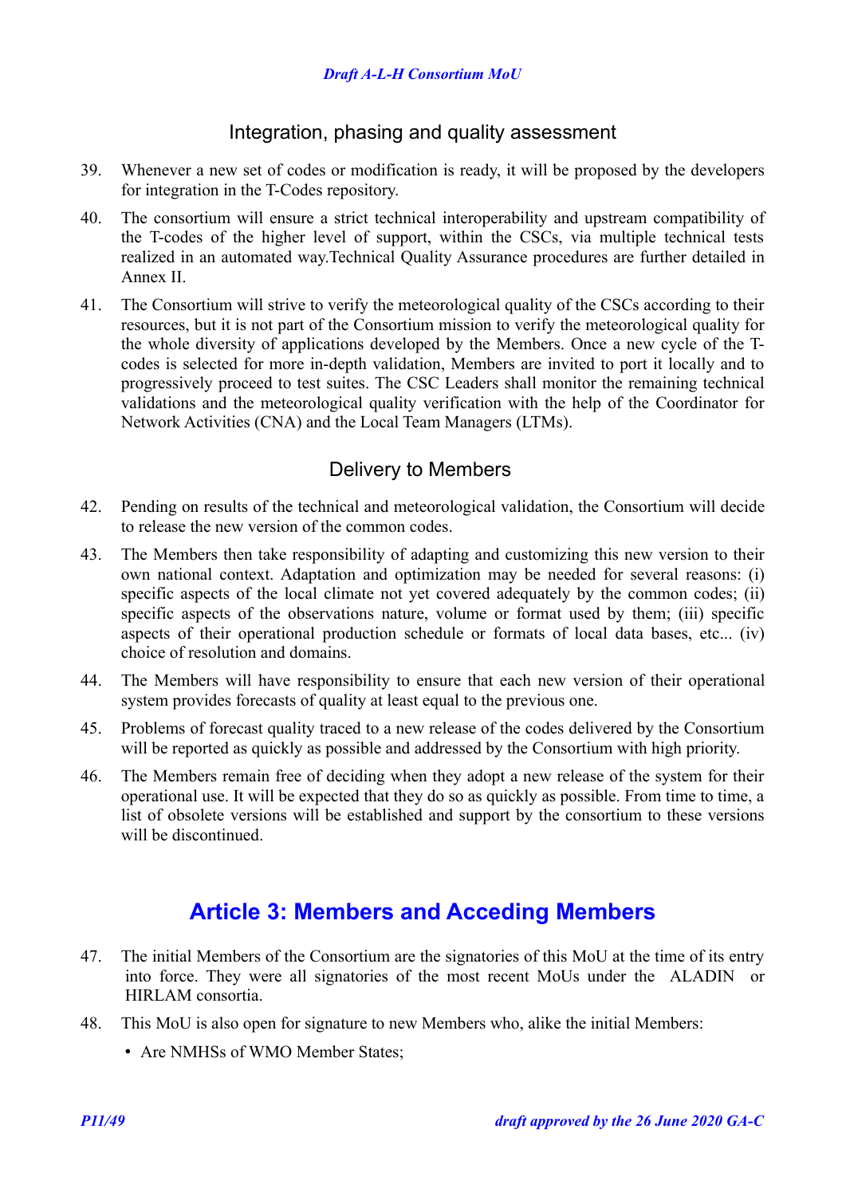### Integration, phasing and quality assessment

39. Whenever a new set of codes or modification is ready, it will be proposed by the developers for integration in the T-Codes repository.

40. The consortium will ensure a strict technical interoperability and upstream compatibility of the T-codes of the higher level of support, within the CSCs, via multiple technical tests realized in an automated way.Technical Quality Assurance procedures are further detailed in Annex II.

41. The Consortium will strive to verify the meteorological quality of the CSCs according to their resources, but it is not part of the Consortium mission to verify the meteorological quality for the whole diversity of applications developed by the Members. Once a new cycle of the T-codes is selected for more in-depth validation, Members are invited to port it locally and to progressively proceed to test suites. The CSC Leaders shall monitor the remaining technical validations and the meteorological quality verification with the help of the Coordinator for Network Activities (CNA) and the Local Team Managers (LTMs).

### Delivery to Members

42. Pending on results of the technical and meteorological validation, the Consortium will decide to release the new version of the common codes.

43. The Members then take responsibility of adapting and customizing this new version to their own national context. Adaptation and optimization may be needed for several reasons: (i) specific aspects of the local climate not yet covered adequately by the common codes; (ii) specific aspects of the observations nature, volume or format used by them; (iii) specific aspects of their operational production schedule or formats of local data bases, etc... (iv) choice of resolution and domains.

44. The Members will have responsibility to ensure that each new version of their operational system provides forecasts of quality at least equal to the previous one.

45. Problems of forecast quality traced to a new release of the codes delivered by the Consortium will be reported as quickly as possible and addressed by the Consortium with high priority.

46. The Members remain free of deciding when they adopt a new release of the system for their operational use. It will be expected that they do so as quickly as possible. From time to time, a list of obsolete versions will be established and support by the consortium to these versions will be discontinued.

## Article 3: Members and Acceding Members

47. The initial Members of the Consortium are the signatories of this MoU at the time of its entry into force. They were all signatories of the most recent MoUs under the ALADIN or HIRLAM consortia.

48. This MoU is also open for signature to new Members who, alike the initial Members:

    - Are NMHSs of WMO Member States;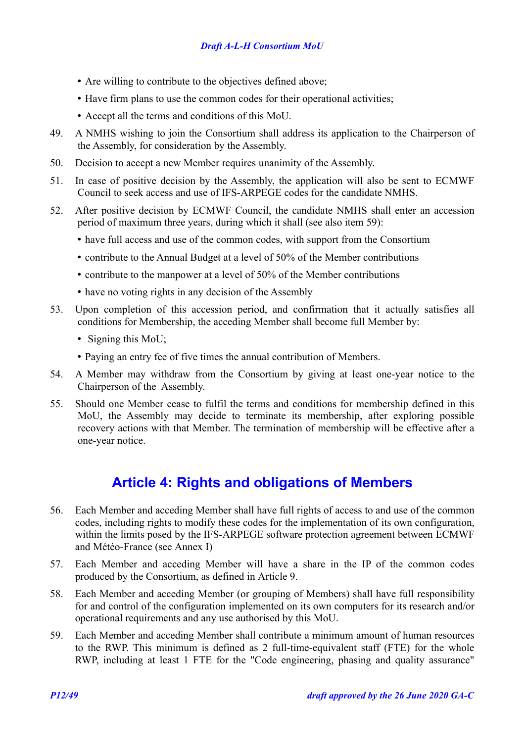- Are willing to contribute to the objectives defined above;
- Have firm plans to use the common codes for their operational activities;
- Accept all the terms and conditions of this MoU.

49. A NMHS wishing to join the Consortium shall address its application to the Chairperson of the Assembly, for consideration by the Assembly.

50. Decision to accept a new Member requires unanimity of the Assembly.

51. In case of positive decision by the Assembly, the application will also be sent to ECMWF Council to seek access and use of IFS-ARPEGE codes for the candidate NMHS.

52. After positive decision by ECMWF Council, the candidate NMHS shall enter an accession period of maximum three years, during which it shall (see also item 59):
    - have full access and use of the common codes, with support from the Consortium
    - contribute to the Annual Budget at a level of 50% of the Member contributions
    - contribute to the manpower at a level of 50% of the Member contributions
    - have no voting rights in any decision of the Assembly

53. Upon completion of this accession period, and confirmation that it actually satisfies all conditions for Membership, the acceding Member shall become full Member by:
    - Signing this MoU;
    - Paying an entry fee of five times the annual contribution of Members.

54. A Member may withdraw from the Consortium by giving at least one-year notice to the Chairperson of the Assembly.

55. Should one Member cease to fulfil the terms and conditions for membership defined in this MoU, the Assembly may decide to terminate its membership, after exploring possible recovery actions with that Member. The termination of membership will be effective after a one-year notice.

## Article 4: Rights and obligations of Members

56. Each Member and acceding Member shall have full rights of access to and use of the common codes, including rights to modify these codes for the implementation of its own configuration, within the limits posed by the IFS-ARPEGE software protection agreement between ECMWF and Météo-France (see Annex I)

57. Each Member and acceding Member will have a share in the IP of the common codes produced by the Consortium, as defined in Article 9.

58. Each Member and acceding Member (or grouping of Members) shall have full responsibility for and control of the configuration implemented on its own computers for its research and/or operational requirements and any use authorised by this MoU.

59. Each Member and acceding Member shall contribute a minimum amount of human resources to the RWP. This minimum is defined as 2 full-time-equivalent staff (FTE) for the whole RWP, including at least 1 FTE for the "Code engineering, phasing and quality assurance"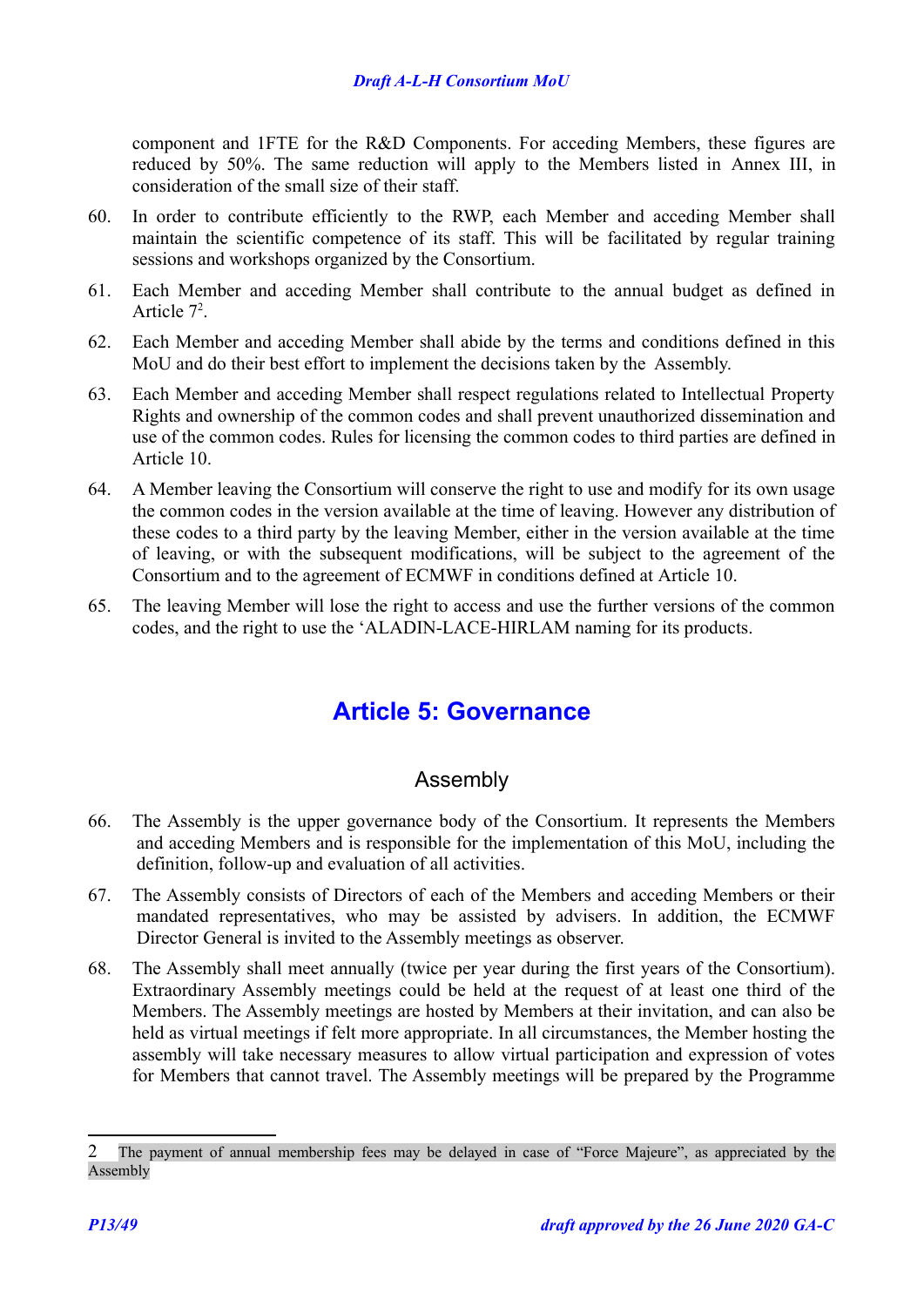component and 1FTE for the R&D Components. For acceding Members, these figures are reduced by 50%. The same reduction will apply to the Members listed in Annex III, in consideration of the small size of their staff.

60. In order to contribute efficiently to the RWP, each Member and acceding Member shall maintain the scientific competence of its staff. This will be facilitated by regular training sessions and workshops organized by the Consortium.

61. Each Member and acceding Member shall contribute to the annual budget as defined in Article 7[2].

62. Each Member and acceding Member shall abide by the terms and conditions defined in this MoU and do their best effort to implement the decisions taken by the Assembly.

63. Each Member and acceding Member shall respect regulations related to Intellectual Property Rights and ownership of the common codes and shall prevent unauthorized dissemination and use of the common codes. Rules for licensing the common codes to third parties are defined in Article 10.

64. A Member leaving the Consortium will conserve the right to use and modify for its own usage the common codes in the version available at the time of leaving. However any distribution of these codes to a third party by the leaving Member, either in the version available at the time of leaving, or with the subsequent modifications, will be subject to the agreement of the Consortium and to the agreement of ECMWF in conditions defined at Article 10.

65. The leaving Member will lose the right to access and use the further versions of the common codes, and the right to use the 'ALADIN-LACE-HIRLAM naming for its products.

# Article 5: Governance

## Assembly

66. The Assembly is the upper governance body of the Consortium. It represents the Members and acceding Members and is responsible for the implementation of this MoU, including the definition, follow-up and evaluation of all activities.

67. The Assembly consists of Directors of each of the Members and acceding Members or their mandated representatives, who may be assisted by advisers. In addition, the ECMWF Director General is invited to the Assembly meetings as observer.

68. The Assembly shall meet annually (twice per year during the first years of the Consortium). Extraordinary Assembly meetings could be held at the request of at least one third of the Members. The Assembly meetings are hosted by Members at their invitation, and can also be held as virtual meetings if felt more appropriate. In all circumstances, the Member hosting the assembly will take necessary measures to allow virtual participation and expression of votes for Members that cannot travel. The Assembly meetings will be prepared by the Programme

---

[2] The payment of annual membership fees may be delayed in case of "Force Majeure", as appreciated by the Assembly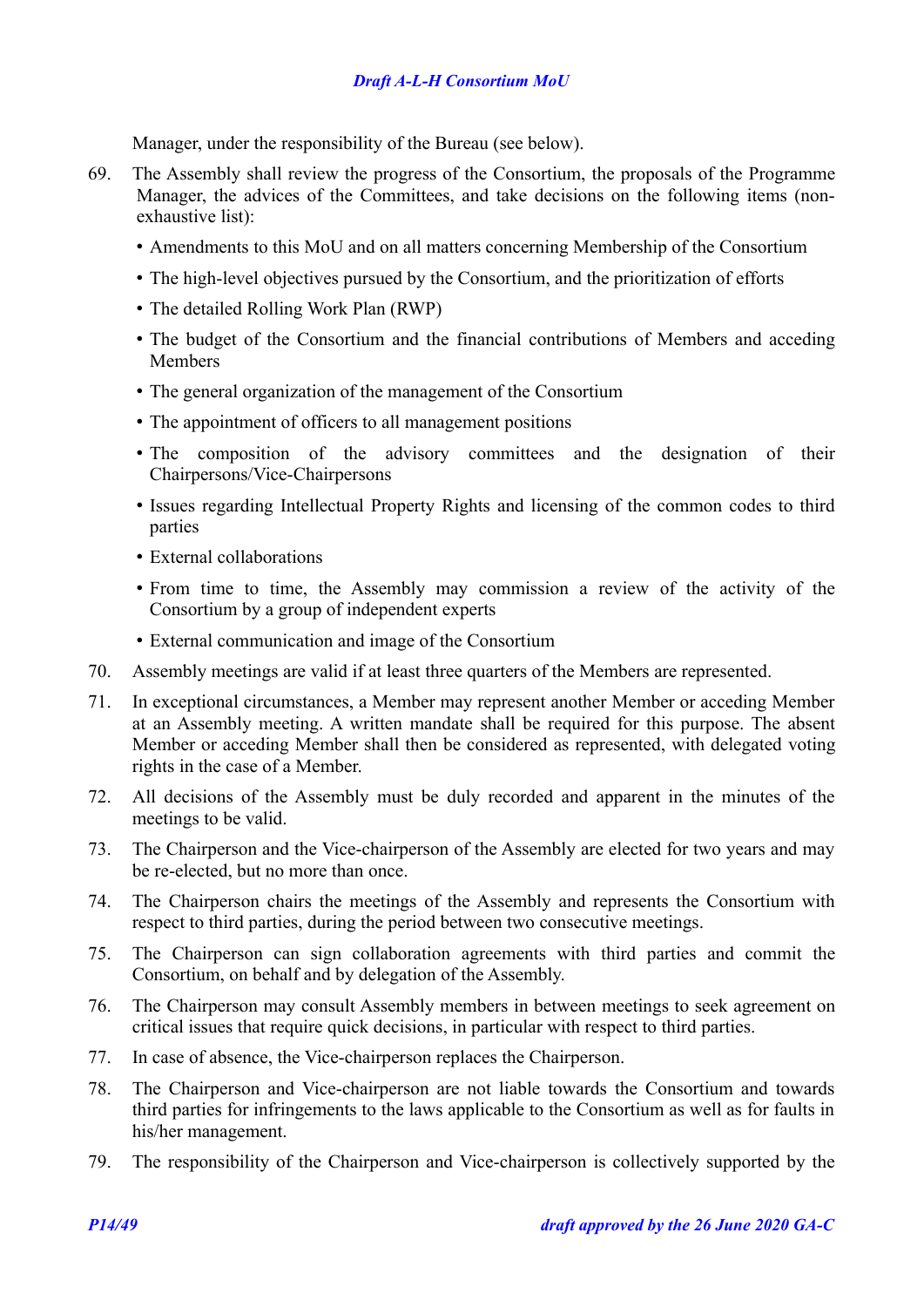Manager, under the responsibility of the Bureau (see below).

69. The Assembly shall review the progress of the Consortium, the proposals of the Programme Manager, the advices of the Committees, and take decisions on the following items (non-exhaustive list):

   - Amendments to this MoU and on all matters concerning Membership of the Consortium
   - The high-level objectives pursued by the Consortium, and the prioritization of efforts
   - The detailed Rolling Work Plan (RWP)
   - The budget of the Consortium and the financial contributions of Members and acceding Members
   - The general organization of the management of the Consortium
   - The appointment of officers to all management positions
   - The composition of the advisory committees and the designation of their Chairpersons/Vice-Chairpersons
   - Issues regarding Intellectual Property Rights and licensing of the common codes to third parties
   - External collaborations
   - From time to time, the Assembly may commission a review of the activity of the Consortium by a group of independent experts
   - External communication and image of the Consortium

70. Assembly meetings are valid if at least three quarters of the Members are represented.

71. In exceptional circumstances, a Member may represent another Member or acceding Member at an Assembly meeting. A written mandate shall be required for this purpose. The absent Member or acceding Member shall then be considered as represented, with delegated voting rights in the case of a Member.

72. All decisions of the Assembly must be duly recorded and apparent in the minutes of the meetings to be valid.

73. The Chairperson and the Vice-chairperson of the Assembly are elected for two years and may be re-elected, but no more than once.

74. The Chairperson chairs the meetings of the Assembly and represents the Consortium with respect to third parties, during the period between two consecutive meetings.

75. The Chairperson can sign collaboration agreements with third parties and commit the Consortium, on behalf and by delegation of the Assembly.

76. The Chairperson may consult Assembly members in between meetings to seek agreement on critical issues that require quick decisions, in particular with respect to third parties.

77. In case of absence, the Vice-chairperson replaces the Chairperson.

78. The Chairperson and Vice-chairperson are not liable towards the Consortium and towards third parties for infringements to the laws applicable to the Consortium as well as for faults in his/her management.

79. The responsibility of the Chairperson and Vice-chairperson is collectively supported by the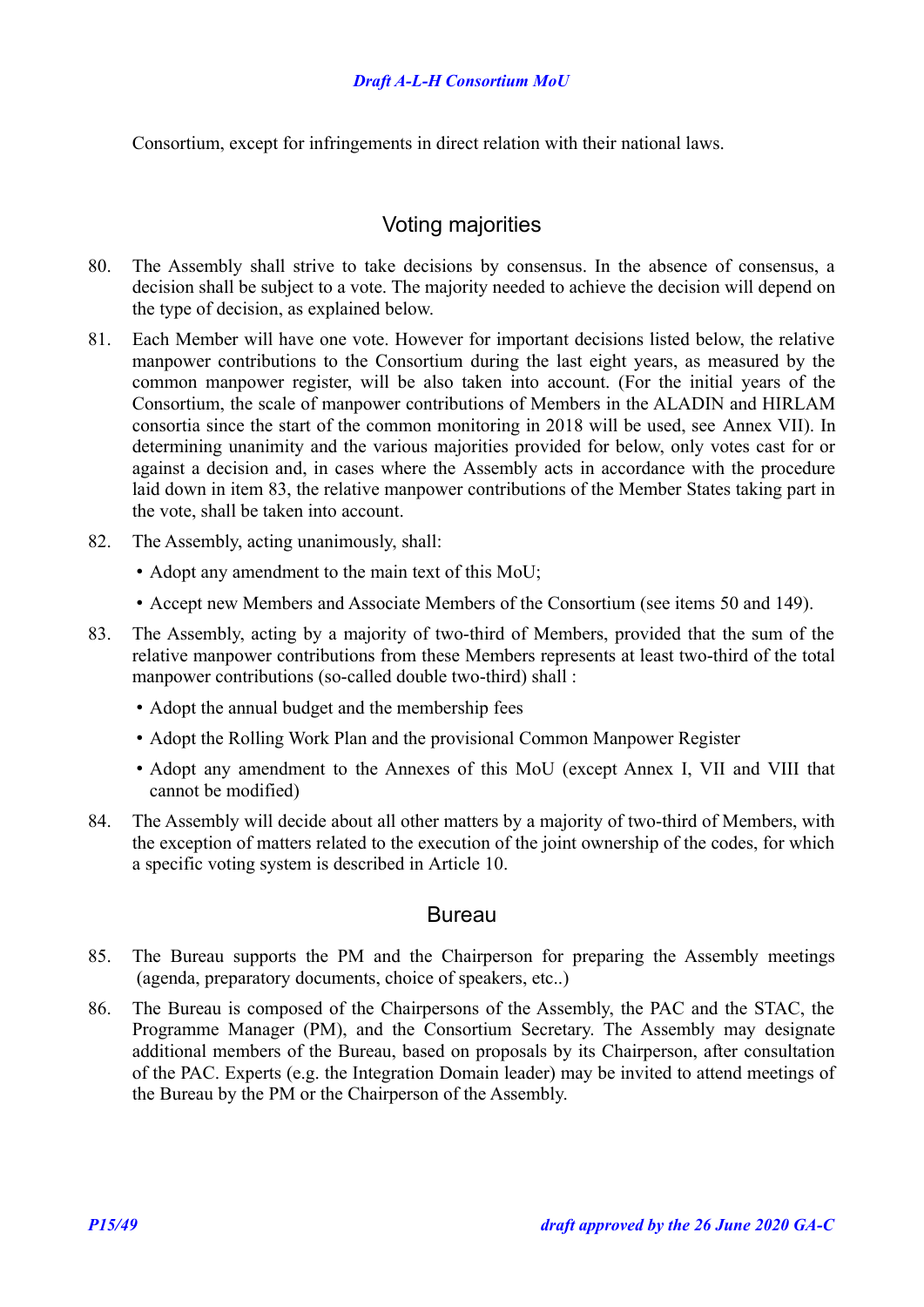Consortium, except for infringements in direct relation with their national laws.

## Voting majorities

80. The Assembly shall strive to take decisions by consensus. In the absence of consensus, a decision shall be subject to a vote. The majority needed to achieve the decision will depend on the type of decision, as explained below.

81. Each Member will have one vote. However for important decisions listed below, the relative manpower contributions to the Consortium during the last eight years, as measured by the common manpower register, will be also taken into account. (For the initial years of the Consortium, the scale of manpower contributions of Members in the ALADIN and HIRLAM consortia since the start of the common monitoring in 2018 will be used, see Annex VII). In determining unanimity and the various majorities provided for below, only votes cast for or against a decision and, in cases where the Assembly acts in accordance with the procedure laid down in item 83, the relative manpower contributions of the Member States taking part in the vote, shall be taken into account.

82. The Assembly, acting unanimously, shall:
    - Adopt any amendment to the main text of this MoU;
    - Accept new Members and Associate Members of the Consortium (see items 50 and 149).

83. The Assembly, acting by a majority of two-third of Members, provided that the sum of the relative manpower contributions from these Members represents at least two-third of the total manpower contributions (so-called double two-third) shall :
    - Adopt the annual budget and the membership fees
    - Adopt the Rolling Work Plan and the provisional Common Manpower Register
    - Adopt any amendment to the Annexes of this MoU (except Annex I, VII and VIII that cannot be modified)

84. The Assembly will decide about all other matters by a majority of two-third of Members, with the exception of matters related to the execution of the joint ownership of the codes, for which a specific voting system is described in Article 10.

## Bureau

85. The Bureau supports the PM and the Chairperson for preparing the Assembly meetings (agenda, preparatory documents, choice of speakers, etc..)

86. The Bureau is composed of the Chairpersons of the Assembly, the PAC and the STAC, the Programme Manager (PM), and the Consortium Secretary. The Assembly may designate additional members of the Bureau, based on proposals by its Chairperson, after consultation of the PAC. Experts (e.g. the Integration Domain leader) may be invited to attend meetings of the Bureau by the PM or the Chairperson of the Assembly.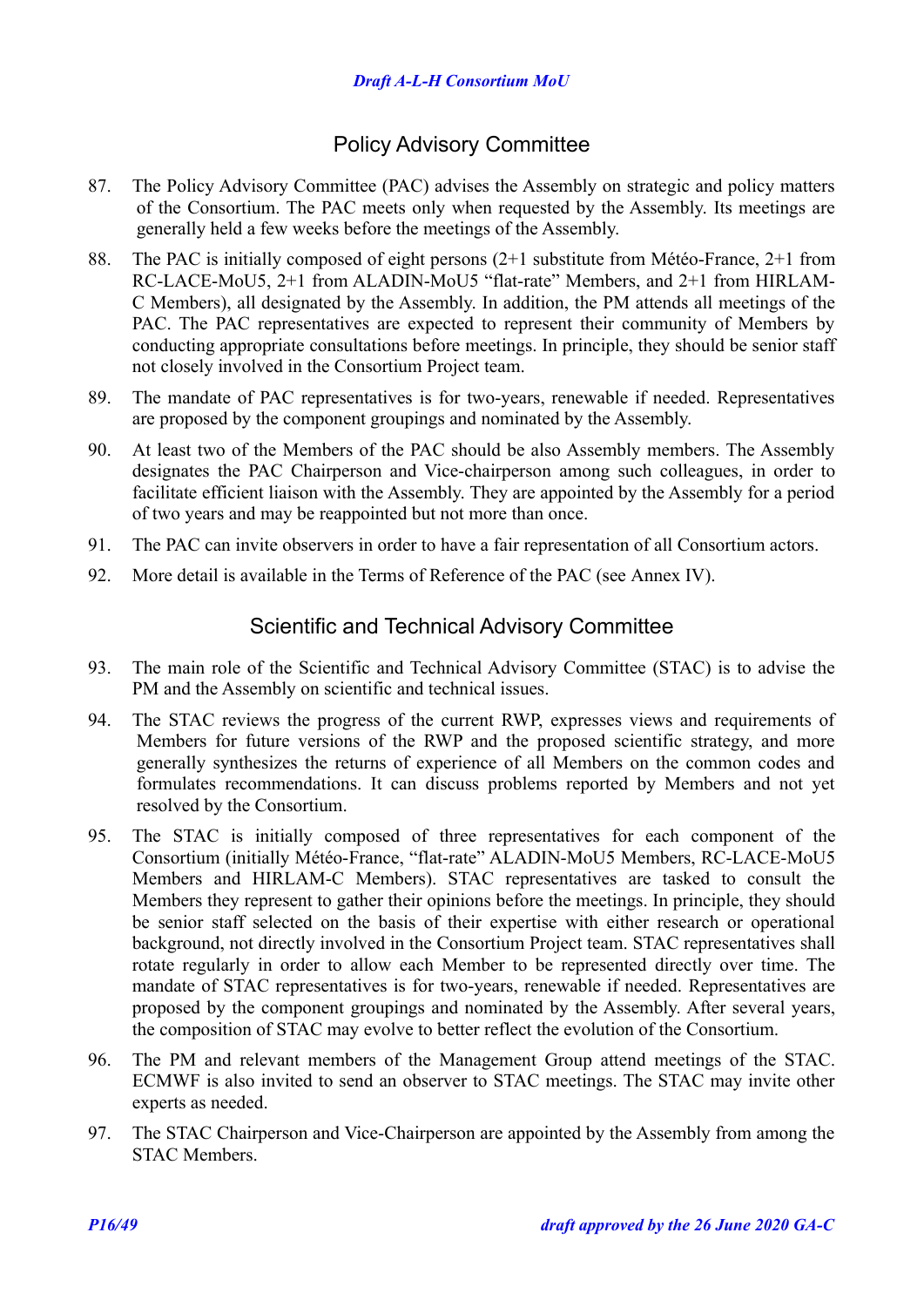## Policy Advisory Committee

87. The Policy Advisory Committee (PAC) advises the Assembly on strategic and policy matters of the Consortium. The PAC meets only when requested by the Assembly. Its meetings are generally held a few weeks before the meetings of the Assembly.

88. The PAC is initially composed of eight persons (2+1 substitute from Météo-France, 2+1 from RC-LACE-MoU5, 2+1 from ALADIN-MoU5 "flat-rate" Members, and 2+1 from HIRLAM-C Members), all designated by the Assembly. In addition, the PM attends all meetings of the PAC. The PAC representatives are expected to represent their community of Members by conducting appropriate consultations before meetings. In principle, they should be senior staff not closely involved in the Consortium Project team.

89. The mandate of PAC representatives is for two-years, renewable if needed. Representatives are proposed by the component groupings and nominated by the Assembly.

90. At least two of the Members of the PAC should be also Assembly members. The Assembly designates the PAC Chairperson and Vice-chairperson among such colleagues, in order to facilitate efficient liaison with the Assembly. They are appointed by the Assembly for a period of two years and may be reappointed but not more than once.

91. The PAC can invite observers in order to have a fair representation of all Consortium actors.

92. More detail is available in the Terms of Reference of the PAC (see Annex IV).

## Scientific and Technical Advisory Committee

93. The main role of the Scientific and Technical Advisory Committee (STAC) is to advise the PM and the Assembly on scientific and technical issues.

94. The STAC reviews the progress of the current RWP, expresses views and requirements of Members for future versions of the RWP and the proposed scientific strategy, and more generally synthesizes the returns of experience of all Members on the common codes and formulates recommendations. It can discuss problems reported by Members and not yet resolved by the Consortium.

95. The STAC is initially composed of three representatives for each component of the Consortium (initially Météo-France, "flat-rate" ALADIN-MoU5 Members, RC-LACE-MoU5 Members and HIRLAM-C Members). STAC representatives are tasked to consult the Members they represent to gather their opinions before the meetings. In principle, they should be senior staff selected on the basis of their expertise with either research or operational background, not directly involved in the Consortium Project team. STAC representatives shall rotate regularly in order to allow each Member to be represented directly over time. The mandate of STAC representatives is for two-years, renewable if needed. Representatives are proposed by the component groupings and nominated by the Assembly. After several years, the composition of STAC may evolve to better reflect the evolution of the Consortium.

96. The PM and relevant members of the Management Group attend meetings of the STAC. ECMWF is also invited to send an observer to STAC meetings. The STAC may invite other experts as needed.

97. The STAC Chairperson and Vice-Chairperson are appointed by the Assembly from among the STAC Members.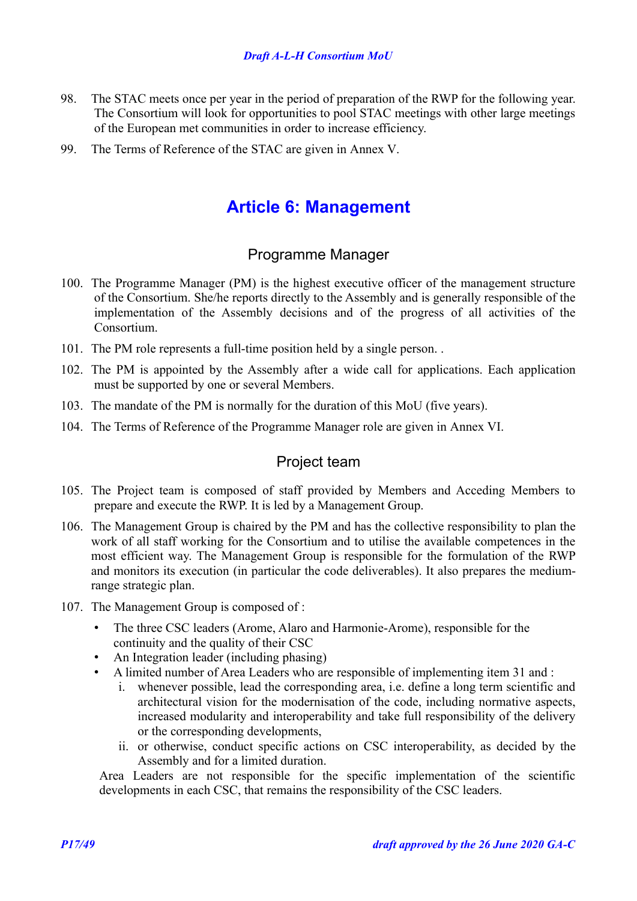98. The STAC meets once per year in the period of preparation of the RWP for the following year. The Consortium will look for opportunities to pool STAC meetings with other large meetings of the European met communities in order to increase efficiency.

99. The Terms of Reference of the STAC are given in Annex V.

# Article 6: Management

## Programme Manager

100. The Programme Manager (PM) is the highest executive officer of the management structure of the Consortium. She/he reports directly to the Assembly and is generally responsible of the implementation of the Assembly decisions and of the progress of all activities of the Consortium.

101. The PM role represents a full-time position held by a single person. .

102. The PM is appointed by the Assembly after a wide call for applications. Each application must be supported by one or several Members.

103. The mandate of the PM is normally for the duration of this MoU (five years).

104. The Terms of Reference of the Programme Manager role are given in Annex VI.

## Project team

105. The Project team is composed of staff provided by Members and Acceding Members to prepare and execute the RWP. It is led by a Management Group.

106. The Management Group is chaired by the PM and has the collective responsibility to plan the work of all staff working for the Consortium and to utilise the available competences in the most efficient way. The Management Group is responsible for the formulation of the RWP and monitors its execution (in particular the code deliverables). It also prepares the medium-range strategic plan.

107. The Management Group is composed of :

    - The three CSC leaders (Arome, Alaro and Harmonie-Arome), responsible for the continuity and the quality of their CSC
    - An Integration leader (including phasing)
    - A limited number of Area Leaders who are responsible of implementing item 31 and :
        i. whenever possible, lead the corresponding area, i.e. define a long term scientific and architectural vision for the modernisation of the code, including normative aspects, increased modularity and interoperability and take full responsibility of the delivery or the corresponding developments,
        ii. or otherwise, conduct specific actions on CSC interoperability, as decided by the Assembly and for a limited duration.

    Area Leaders are not responsible for the specific implementation of the scientific developments in each CSC, that remains the responsibility of the CSC leaders.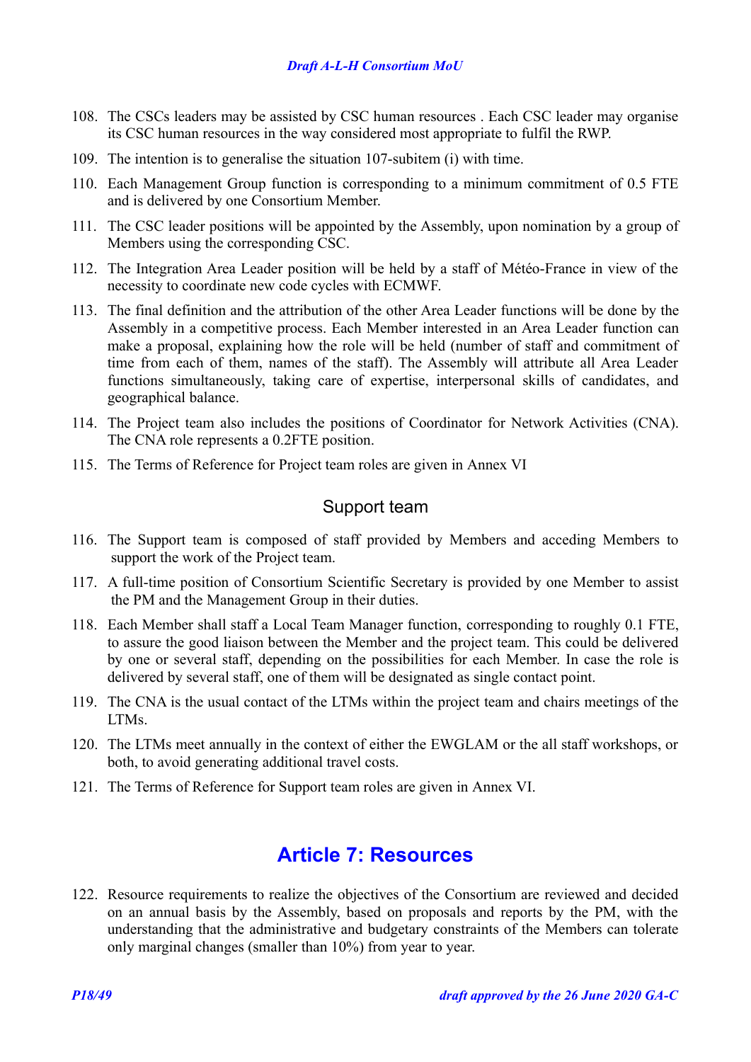108. The CSCs leaders may be assisted by CSC human resources . Each CSC leader may organise its CSC human resources in the way considered most appropriate to fulfil the RWP.

109. The intention is to generalise the situation 107-subitem (i) with time.

110. Each Management Group function is corresponding to a minimum commitment of 0.5 FTE and is delivered by one Consortium Member.

111. The CSC leader positions will be appointed by the Assembly, upon nomination by a group of Members using the corresponding CSC.

112. The Integration Area Leader position will be held by a staff of Météo-France in view of the necessity to coordinate new code cycles with ECMWF.

113. The final definition and the attribution of the other Area Leader functions will be done by the Assembly in a competitive process. Each Member interested in an Area Leader function can make a proposal, explaining how the role will be held (number of staff and commitment of time from each of them, names of the staff). The Assembly will attribute all Area Leader functions simultaneously, taking care of expertise, interpersonal skills of candidates, and geographical balance.

114. The Project team also includes the positions of Coordinator for Network Activities (CNA). The CNA role represents a 0.2FTE position.

115. The Terms of Reference for Project team roles are given in Annex VI

### Support team

116. The Support team is composed of staff provided by Members and acceding Members to support the work of the Project team.

117. A full-time position of Consortium Scientific Secretary is provided by one Member to assist the PM and the Management Group in their duties.

118. Each Member shall staff a Local Team Manager function, corresponding to roughly 0.1 FTE, to assure the good liaison between the Member and the project team. This could be delivered by one or several staff, depending on the possibilities for each Member. In case the role is delivered by several staff, one of them will be designated as single contact point.

119. The CNA is the usual contact of the LTMs within the project team and chairs meetings of the LTMs.

120. The LTMs meet annually in the context of either the EWGLAM or the all staff workshops, or both, to avoid generating additional travel costs.

121. The Terms of Reference for Support team roles are given in Annex VI.

## Article 7: Resources

122. Resource requirements to realize the objectives of the Consortium are reviewed and decided on an annual basis by the Assembly, based on proposals and reports by the PM, with the understanding that the administrative and budgetary constraints of the Members can tolerate only marginal changes (smaller than 10%) from year to year.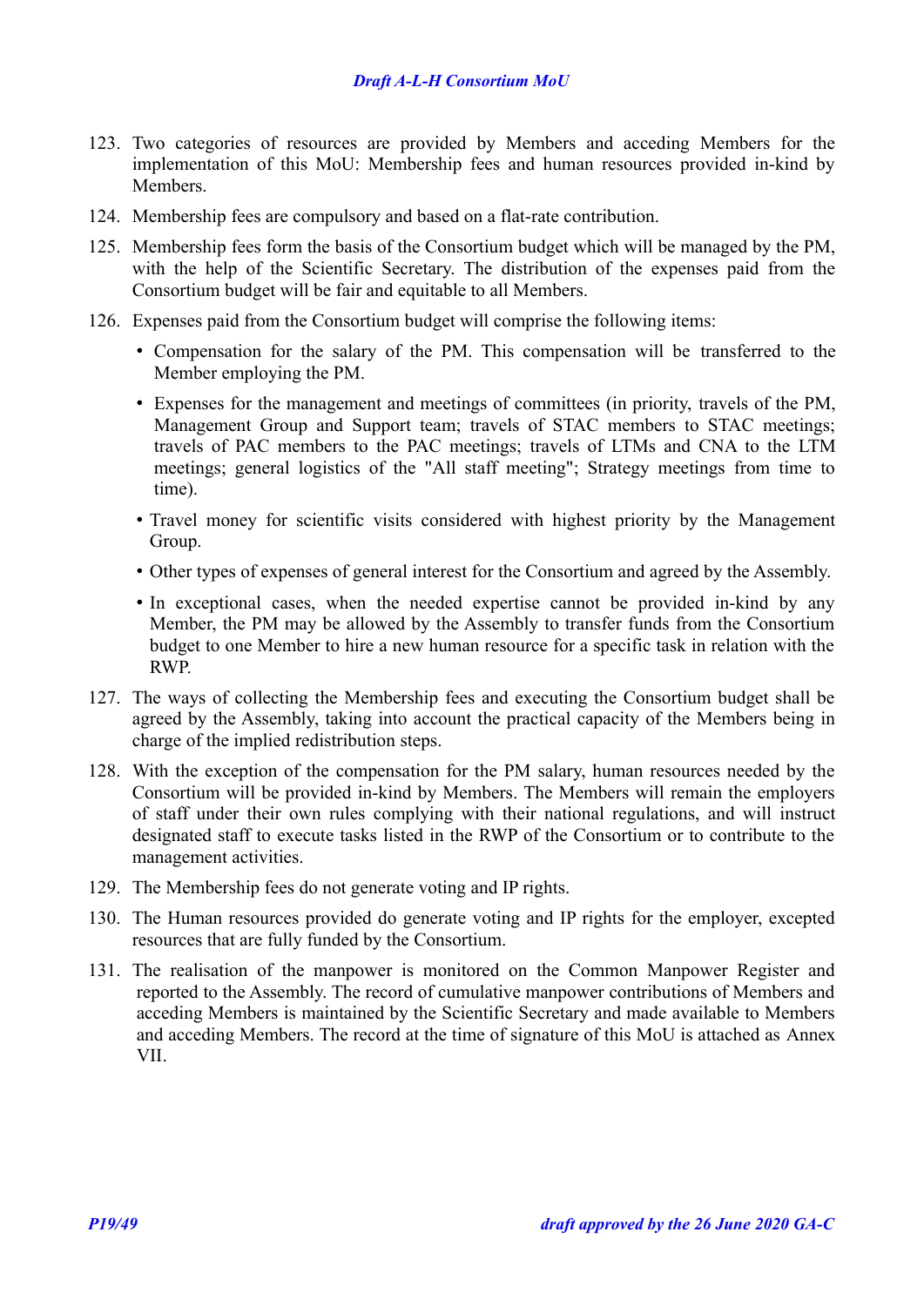123. Two categories of resources are provided by Members and acceding Members for the implementation of this MoU: Membership fees and human resources provided in-kind by Members.

124. Membership fees are compulsory and based on a flat-rate contribution.

125. Membership fees form the basis of the Consortium budget which will be managed by the PM, with the help of the Scientific Secretary. The distribution of the expenses paid from the Consortium budget will be fair and equitable to all Members.

126. Expenses paid from the Consortium budget will comprise the following items:

    - Compensation for the salary of the PM. This compensation will be transferred to the Member employing the PM.
    - Expenses for the management and meetings of committees (in priority, travels of the PM, Management Group and Support team; travels of STAC members to STAC meetings; travels of PAC members to the PAC meetings; travels of LTMs and CNA to the LTM meetings; general logistics of the "All staff meeting"; Strategy meetings from time to time).
    - Travel money for scientific visits considered with highest priority by the Management Group.
    - Other types of expenses of general interest for the Consortium and agreed by the Assembly.
    - In exceptional cases, when the needed expertise cannot be provided in-kind by any Member, the PM may be allowed by the Assembly to transfer funds from the Consortium budget to one Member to hire a new human resource for a specific task in relation with the RWP.

127. The ways of collecting the Membership fees and executing the Consortium budget shall be agreed by the Assembly, taking into account the practical capacity of the Members being in charge of the implied redistribution steps.

128. With the exception of the compensation for the PM salary, human resources needed by the Consortium will be provided in-kind by Members. The Members will remain the employers of staff under their own rules complying with their national regulations, and will instruct designated staff to execute tasks listed in the RWP of the Consortium or to contribute to the management activities.

129. The Membership fees do not generate voting and IP rights.

130. The Human resources provided do generate voting and IP rights for the employer, excepted resources that are fully funded by the Consortium.

131. The realisation of the manpower is monitored on the Common Manpower Register and reported to the Assembly. The record of cumulative manpower contributions of Members and acceding Members is maintained by the Scientific Secretary and made available to Members and acceding Members. The record at the time of signature of this MoU is attached as Annex VII.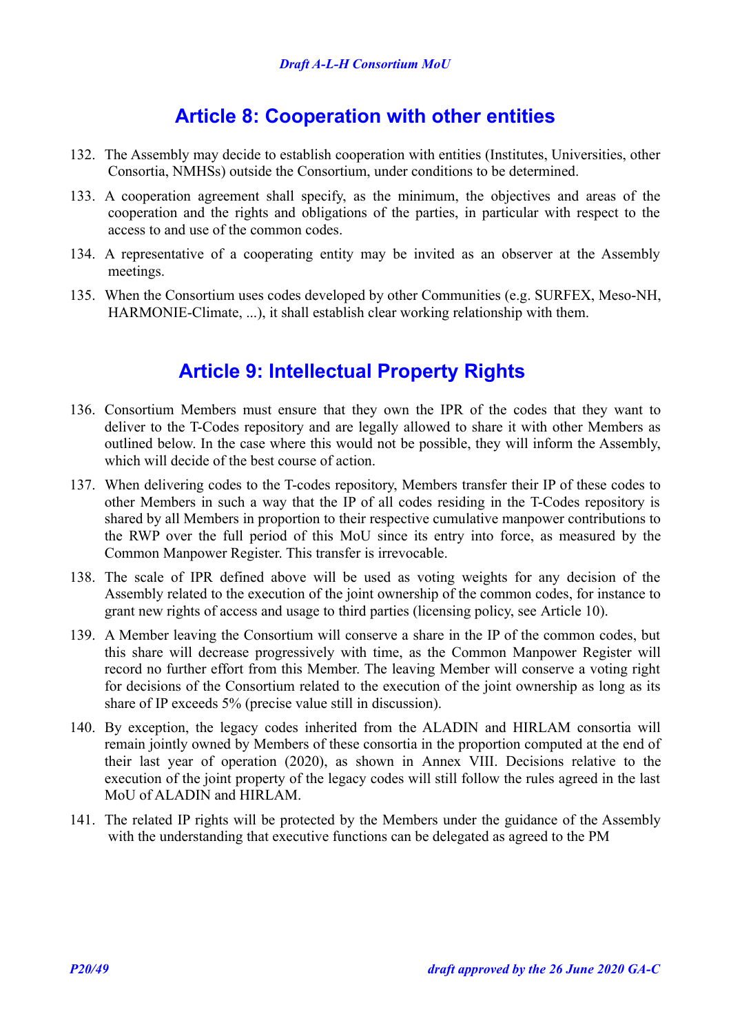## Article 8: Cooperation with other entities

132. The Assembly may decide to establish cooperation with entities (Institutes, Universities, other Consortia, NMHSs) outside the Consortium, under conditions to be determined.

133. A cooperation agreement shall specify, as the minimum, the objectives and areas of the cooperation and the rights and obligations of the parties, in particular with respect to the access to and use of the common codes.

134. A representative of a cooperating entity may be invited as an observer at the Assembly meetings.

135. When the Consortium uses codes developed by other Communities (e.g. SURFEX, Meso-NH, HARMONIE-Climate, ...), it shall establish clear working relationship with them.

## Article 9: Intellectual Property Rights

136. Consortium Members must ensure that they own the IPR of the codes that they want to deliver to the T-Codes repository and are legally allowed to share it with other Members as outlined below. In the case where this would not be possible, they will inform the Assembly, which will decide of the best course of action.

137. When delivering codes to the T-codes repository, Members transfer their IP of these codes to other Members in such a way that the IP of all codes residing in the T-Codes repository is shared by all Members in proportion to their respective cumulative manpower contributions to the RWP over the full period of this MoU since its entry into force, as measured by the Common Manpower Register. This transfer is irrevocable.

138. The scale of IPR defined above will be used as voting weights for any decision of the Assembly related to the execution of the joint ownership of the common codes, for instance to grant new rights of access and usage to third parties (licensing policy, see Article 10).

139. A Member leaving the Consortium will conserve a share in the IP of the common codes, but this share will decrease progressively with time, as the Common Manpower Register will record no further effort from this Member. The leaving Member will conserve a voting right for decisions of the Consortium related to the execution of the joint ownership as long as its share of IP exceeds 5% (precise value still in discussion).

140. By exception, the legacy codes inherited from the ALADIN and HIRLAM consortia will remain jointly owned by Members of these consortia in the proportion computed at the end of their last year of operation (2020), as shown in Annex VIII. Decisions relative to the execution of the joint property of the legacy codes will still follow the rules agreed in the last MoU of ALADIN and HIRLAM.

141. The related IP rights will be protected by the Members under the guidance of the Assembly with the understanding that executive functions can be delegated as agreed to the PM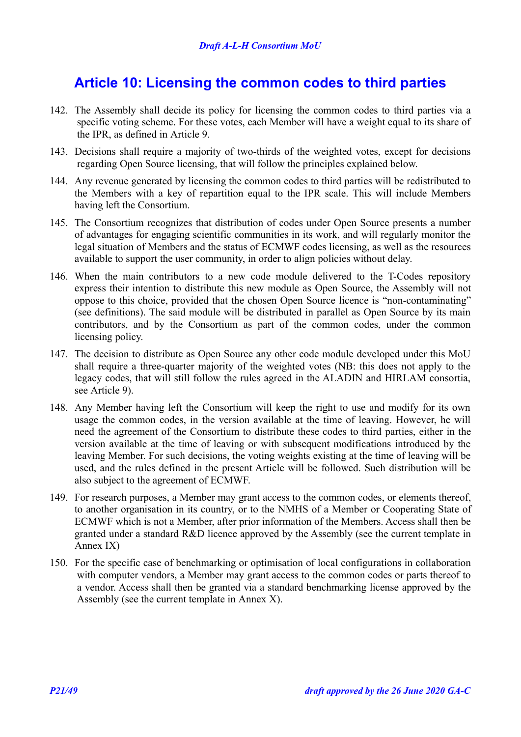# Article 10: Licensing the common codes to third parties

142. The Assembly shall decide its policy for licensing the common codes to third parties via a specific voting scheme. For these votes, each Member will have a weight equal to its share of the IPR, as defined in Article 9.

143. Decisions shall require a majority of two-thirds of the weighted votes, except for decisions regarding Open Source licensing, that will follow the principles explained below.

144. Any revenue generated by licensing the common codes to third parties will be redistributed to the Members with a key of repartition equal to the IPR scale. This will include Members having left the Consortium.

145. The Consortium recognizes that distribution of codes under Open Source presents a number of advantages for engaging scientific communities in its work, and will regularly monitor the legal situation of Members and the status of ECMWF codes licensing, as well as the resources available to support the user community, in order to align policies without delay.

146. When the main contributors to a new code module delivered to the T-Codes repository express their intention to distribute this new module as Open Source, the Assembly will not oppose to this choice, provided that the chosen Open Source licence is "non-contaminating" (see definitions). The said module will be distributed in parallel as Open Source by its main contributors, and by the Consortium as part of the common codes, under the common licensing policy.

147. The decision to distribute as Open Source any other code module developed under this MoU shall require a three-quarter majority of the weighted votes (NB: this does not apply to the legacy codes, that will still follow the rules agreed in the ALADIN and HIRLAM consortia, see Article 9).

148. Any Member having left the Consortium will keep the right to use and modify for its own usage the common codes, in the version available at the time of leaving. However, he will need the agreement of the Consortium to distribute these codes to third parties, either in the version available at the time of leaving or with subsequent modifications introduced by the leaving Member. For such decisions, the voting weights existing at the time of leaving will be used, and the rules defined in the present Article will be followed. Such distribution will be also subject to the agreement of ECMWF.

149. For research purposes, a Member may grant access to the common codes, or elements thereof, to another organisation in its country, or to the NMHS of a Member or Cooperating State of ECMWF which is not a Member, after prior information of the Members. Access shall then be granted under a standard R&D licence approved by the Assembly (see the current template in Annex IX)

150. For the specific case of benchmarking or optimisation of local configurations in collaboration with computer vendors, a Member may grant access to the common codes or parts thereof to a vendor. Access shall then be granted via a standard benchmarking license approved by the Assembly (see the current template in Annex X).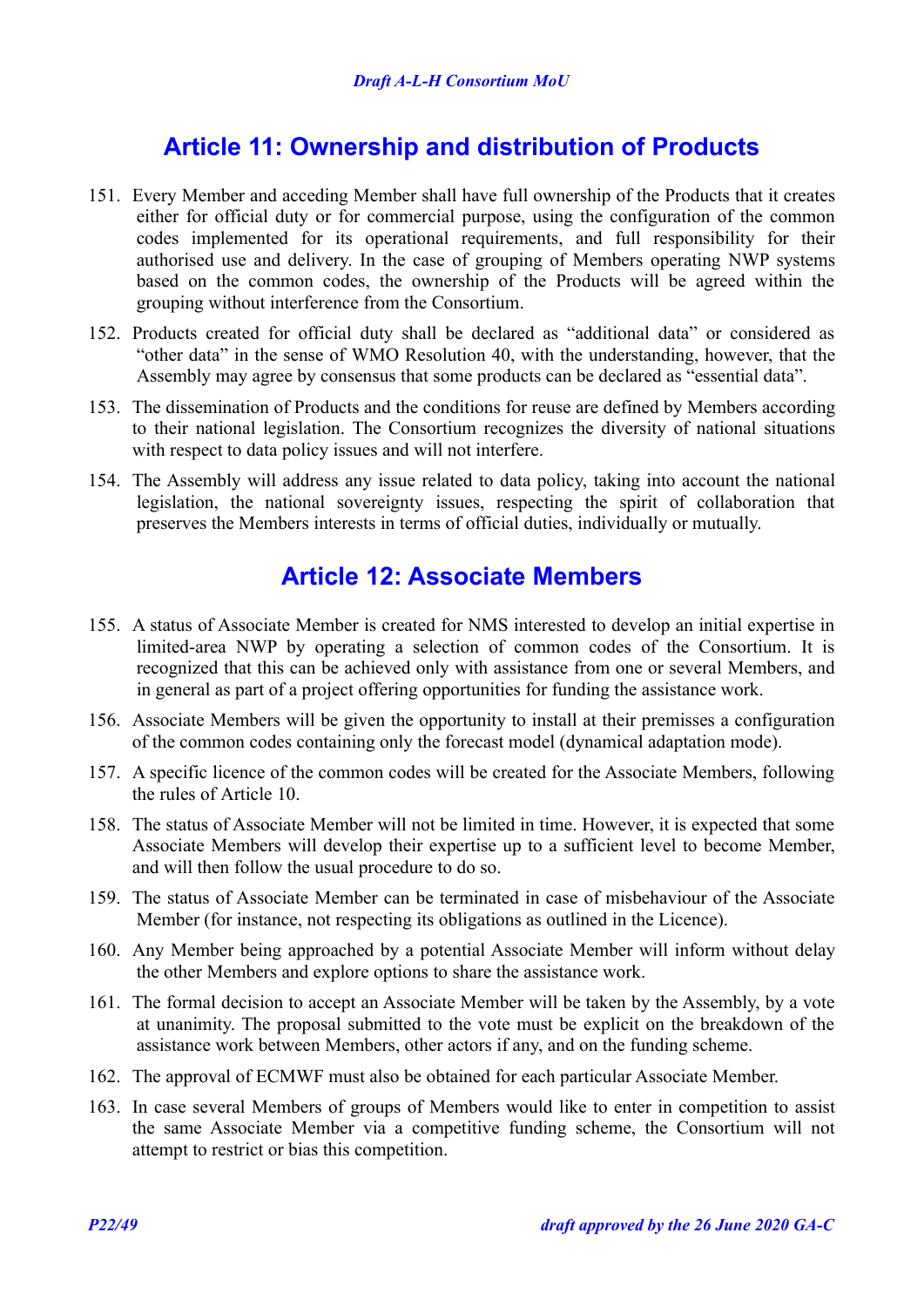## Article 11: Ownership and distribution of Products

151. Every Member and acceding Member shall have full ownership of the Products that it creates either for official duty or for commercial purpose, using the configuration of the common codes implemented for its operational requirements, and full responsibility for their authorised use and delivery. In the case of grouping of Members operating NWP systems based on the common codes, the ownership of the Products will be agreed within the grouping without interference from the Consortium.
152. Products created for official duty shall be declared as “additional data” or considered as “other data” in the sense of WMO Resolution 40, with the understanding, however, that the Assembly may agree by consensus that some products can be declared as “essential data”.
153. The dissemination of Products and the conditions for reuse are defined by Members according to their national legislation. The Consortium recognizes the diversity of national situations with respect to data policy issues and will not interfere.
154. The Assembly will address any issue related to data policy, taking into account the national legislation, the national sovereignty issues, respecting the spirit of collaboration that preserves the Members interests in terms of official duties, individually or mutually.

## Article 12: Associate Members

155. A status of Associate Member is created for NMS interested to develop an initial expertise in limited-area NWP by operating a selection of common codes of the Consortium. It is recognized that this can be achieved only with assistance from one or several Members, and in general as part of a project offering opportunities for funding the assistance work.
156. Associate Members will be given the opportunity to install at their premisses a configuration of the common codes containing only the forecast model (dynamical adaptation mode).
157. A specific licence of the common codes will be created for the Associate Members, following the rules of Article 10.
158. The status of Associate Member will not be limited in time. However, it is expected that some Associate Members will develop their expertise up to a sufficient level to become Member, and will then follow the usual procedure to do so.
159. The status of Associate Member can be terminated in case of misbehaviour of the Associate Member (for instance, not respecting its obligations as outlined in the Licence).
160. Any Member being approached by a potential Associate Member will inform without delay the other Members and explore options to share the assistance work.
161. The formal decision to accept an Associate Member will be taken by the Assembly, by a vote at unanimity. The proposal submitted to the vote must be explicit on the breakdown of the assistance work between Members, other actors if any, and on the funding scheme.
162. The approval of ECMWF must also be obtained for each particular Associate Member.
163. In case several Members of groups of Members would like to enter in competition to assist the same Associate Member via a competitive funding scheme, the Consortium will not attempt to restrict or bias this competition.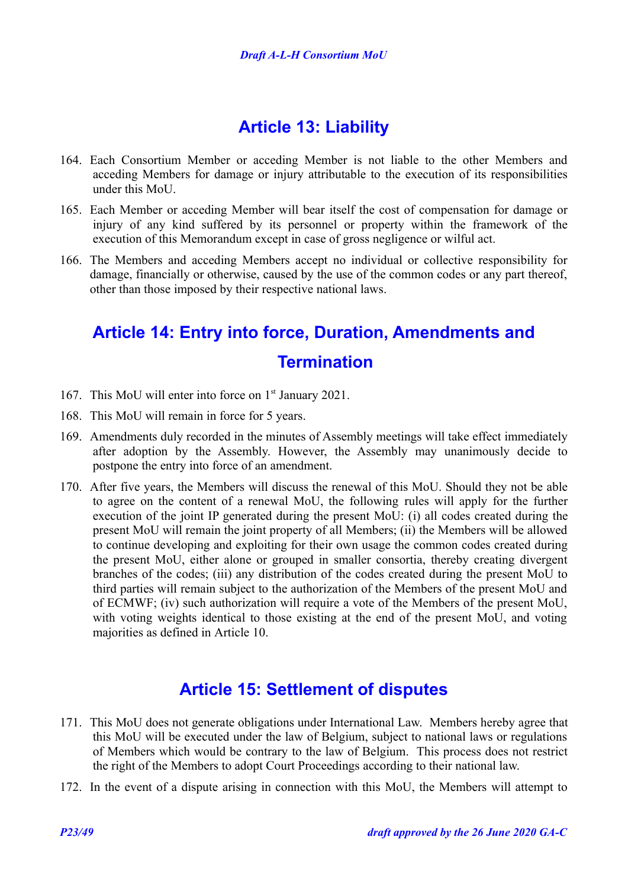## Article 13: Liability

164. Each Consortium Member or acceding Member is not liable to the other Members and acceding Members for damage or injury attributable to the execution of its responsibilities under this MoU.

165. Each Member or acceding Member will bear itself the cost of compensation for damage or injury of any kind suffered by its personnel or property within the framework of the execution of this Memorandum except in case of gross negligence or wilful act.

166. The Members and acceding Members accept no individual or collective responsibility for damage, financially or otherwise, caused by the use of the common codes or any part thereof, other than those imposed by their respective national laws.

## Article 14: Entry into force, Duration, Amendments and Termination

167. This MoU will enter into force on 1st January 2021.

168. This MoU will remain in force for 5 years.

169. Amendments duly recorded in the minutes of Assembly meetings will take effect immediately after adoption by the Assembly. However, the Assembly may unanimously decide to postpone the entry into force of an amendment.

170. After five years, the Members will discuss the renewal of this MoU. Should they not be able to agree on the content of a renewal MoU, the following rules will apply for the further execution of the joint IP generated during the present MoU: (i) all codes created during the present MoU will remain the joint property of all Members; (ii) the Members will be allowed to continue developing and exploiting for their own usage the common codes created during the present MoU, either alone or grouped in smaller consortia, thereby creating divergent branches of the codes; (iii) any distribution of the codes created during the present MoU to third parties will remain subject to the authorization of the Members of the present MoU and of ECMWF; (iv) such authorization will require a vote of the Members of the present MoU, with voting weights identical to those existing at the end of the present MoU, and voting majorities as defined in Article 10.

## Article 15: Settlement of disputes

171. This MoU does not generate obligations under International Law. Members hereby agree that this MoU will be executed under the law of Belgium, subject to national laws or regulations of Members which would be contrary to the law of Belgium. This process does not restrict the right of the Members to adopt Court Proceedings according to their national law.

172. In the event of a dispute arising in connection with this MoU, the Members will attempt to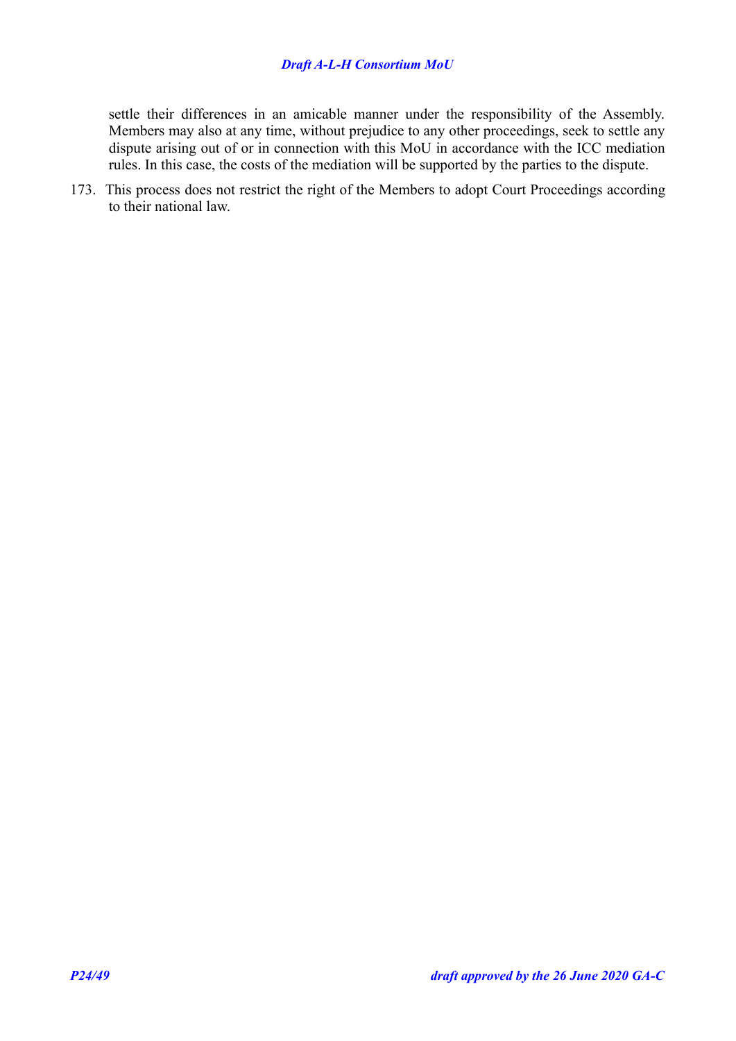settle their differences in an amicable manner under the responsibility of the Assembly. Members may also at any time, without prejudice to any other proceedings, seek to settle any dispute arising out of or in connection with this MoU in accordance with the ICC mediation rules. In this case, the costs of the mediation will be supported by the parties to the dispute.

173. This process does not restrict the right of the Members to adopt Court Proceedings according to their national law.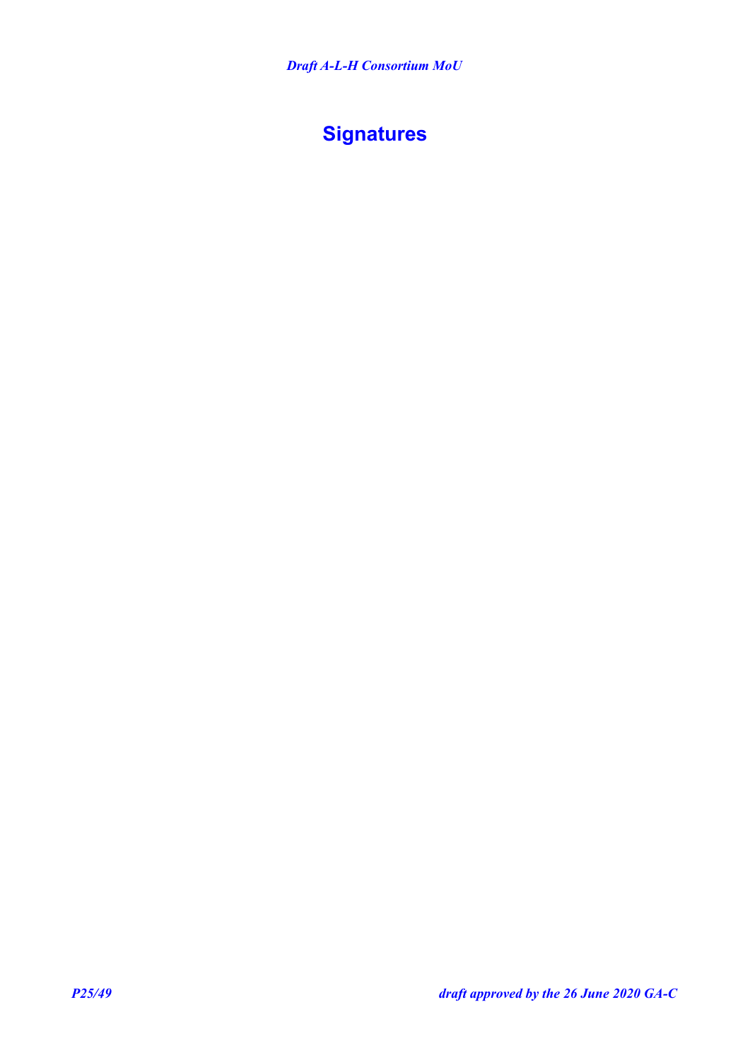# Signatures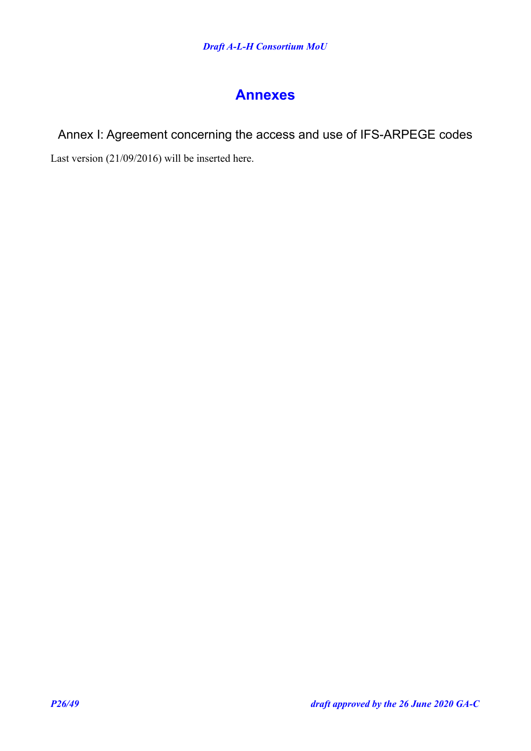# Annexes

## Annex I: Agreement concerning the access and use of IFS-ARPEGE codes

Last version (21/09/2016) will be inserted here.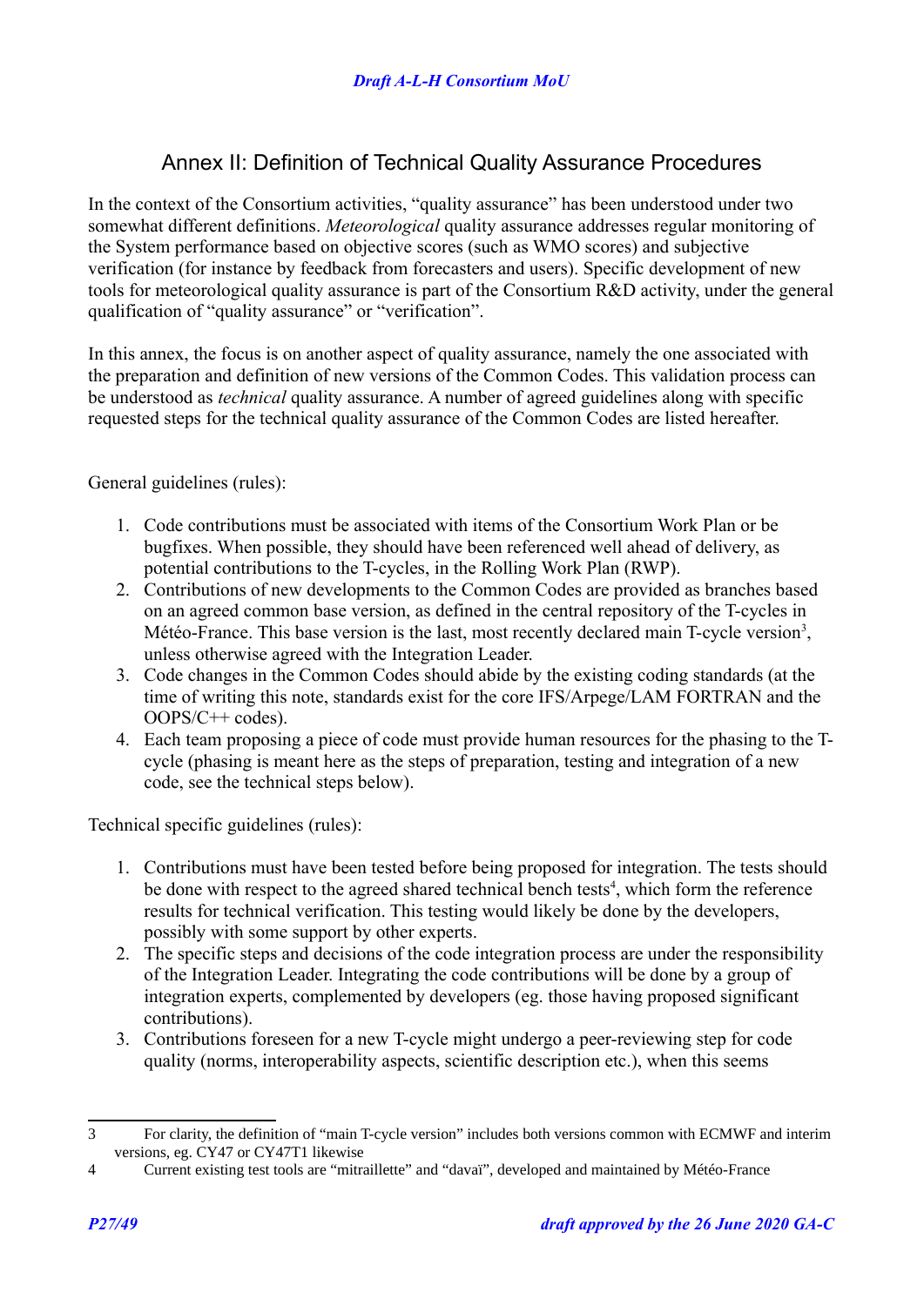# Annex II: Definition of Technical Quality Assurance Procedures

In the context of the Consortium activities, "quality assurance" has been understood under two somewhat different definitions. *Meteorological* quality assurance addresses regular monitoring of the System performance based on objective scores (such as WMO scores) and subjective verification (for instance by feedback from forecasters and users). Specific development of new tools for meteorological quality assurance is part of the Consortium R&D activity, under the general qualification of "quality assurance" or "verification".

In this annex, the focus is on another aspect of quality assurance, namely the one associated with the preparation and definition of new versions of the Common Codes. This validation process can be understood as *technical* quality assurance. A number of agreed guidelines along with specific requested steps for the technical quality assurance of the Common Codes are listed hereafter.

General guidelines (rules):

1. Code contributions must be associated with items of the Consortium Work Plan or be bugfixes. When possible, they should have been referenced well ahead of delivery, as potential contributions to the T-cycles, in the Rolling Work Plan (RWP).
2. Contributions of new developments to the Common Codes are provided as branches based on an agreed common base version, as defined in the central repository of the T-cycles in Météo-France. This base version is the last, most recently declared main T-cycle version[3], unless otherwise agreed with the Integration Leader.
3. Code changes in the Common Codes should abide by the existing coding standards (at the time of writing this note, standards exist for the core IFS/Arpege/LAM FORTRAN and the OOPS/C++ codes).
4. Each team proposing a piece of code must provide human resources for the phasing to the T-cycle (phasing is meant here as the steps of preparation, testing and integration of a new code, see the technical steps below).

Technical specific guidelines (rules):

1. Contributions must have been tested before being proposed for integration. The tests should be done with respect to the agreed shared technical bench tests[4], which form the reference results for technical verification. This testing would likely be done by the developers, possibly with some support by other experts.
2. The specific steps and decisions of the code integration process are under the responsibility of the Integration Leader. Integrating the code contributions will be done by a group of integration experts, complemented by developers (eg. those having proposed significant contributions).
3. Contributions foreseen for a new T-cycle might undergo a peer-reviewing step for code quality (norms, interoperability aspects, scientific description etc.), when this seems

---

[3] For clarity, the definition of "main T-cycle version" includes both versions common with ECMWF and interim versions, eg. CY47 or CY47T1 likewise

[4] Current existing test tools are "mitraillette" and "davaï", developed and maintained by Météo-France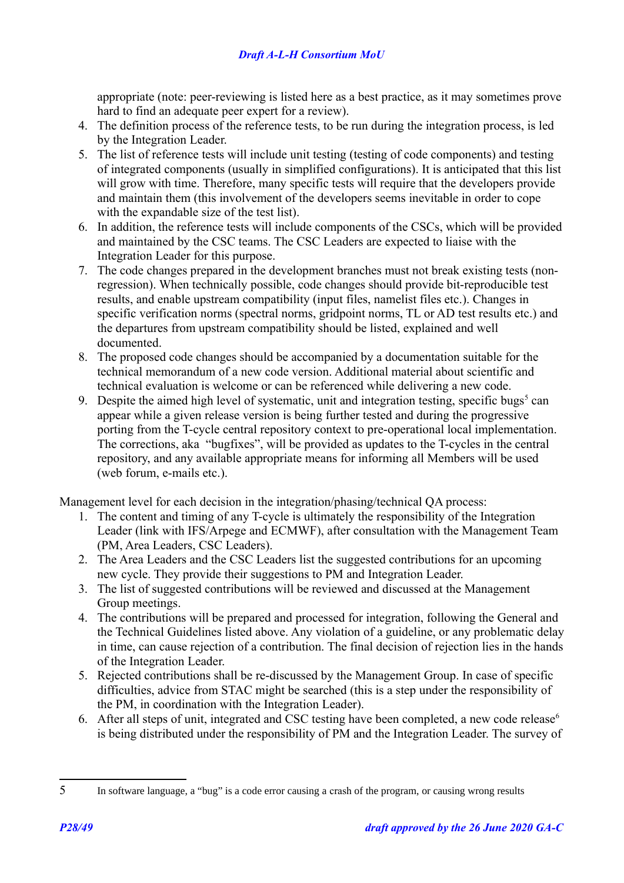appropriate (note: peer-reviewing is listed here as a best practice, as it may sometimes prove hard to find an adequate peer expert for a review).

4. The definition process of the reference tests, to be run during the integration process, is led by the Integration Leader.
5. The list of reference tests will include unit testing (testing of code components) and testing of integrated components (usually in simplified configurations). It is anticipated that this list will grow with time. Therefore, many specific tests will require that the developers provide and maintain them (this involvement of the developers seems inevitable in order to cope with the expandable size of the test list).
6. In addition, the reference tests will include components of the CSCs, which will be provided and maintained by the CSC teams. The CSC Leaders are expected to liaise with the Integration Leader for this purpose.
7. The code changes prepared in the development branches must not break existing tests (non-regression). When technically possible, code changes should provide bit-reproducible test results, and enable upstream compatibility (input files, namelist files etc.). Changes in specific verification norms (spectral norms, gridpoint norms, TL or AD test results etc.) and the departures from upstream compatibility should be listed, explained and well documented.
8. The proposed code changes should be accompanied by a documentation suitable for the technical memorandum of a new code version. Additional material about scientific and technical evaluation is welcome or can be referenced while delivering a new code.
9. Despite the aimed high level of systematic, unit and integration testing, specific bugs[5] can appear while a given release version is being further tested and during the progressive porting from the T-cycle central repository context to pre-operational local implementation. The corrections, aka "bugfixes", will be provided as updates to the T-cycles in the central repository, and any available appropriate means for informing all Members will be used (web forum, e-mails etc.).

Management level for each decision in the integration/phasing/technical QA process:

1. The content and timing of any T-cycle is ultimately the responsibility of the Integration Leader (link with IFS/Arpege and ECMWF), after consultation with the Management Team (PM, Area Leaders, CSC Leaders).
2. The Area Leaders and the CSC Leaders list the suggested contributions for an upcoming new cycle. They provide their suggestions to PM and Integration Leader.
3. The list of suggested contributions will be reviewed and discussed at the Management Group meetings.
4. The contributions will be prepared and processed for integration, following the General and the Technical Guidelines listed above. Any violation of a guideline, or any problematic delay in time, can cause rejection of a contribution. The final decision of rejection lies in the hands of the Integration Leader.
5. Rejected contributions shall be re-discussed by the Management Group. In case of specific difficulties, advice from STAC might be searched (this is a step under the responsibility of the PM, in coordination with the Integration Leader).
6. After all steps of unit, integrated and CSC testing have been completed, a new code release[6] is being distributed under the responsibility of PM and the Integration Leader. The survey of

---

[5] In software language, a "bug" is a code error causing a crash of the program, or causing wrong results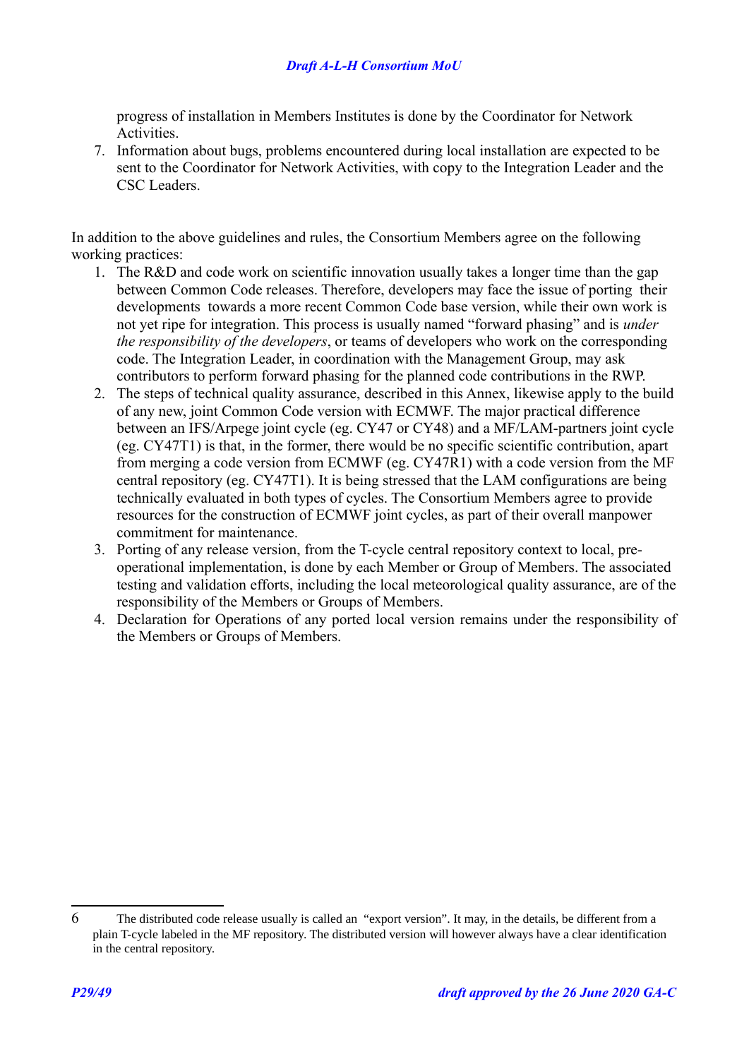progress of installation in Members Institutes is done by the Coordinator for Network Activities.

7. Information about bugs, problems encountered during local installation are expected to be sent to the Coordinator for Network Activities, with copy to the Integration Leader and the CSC Leaders.

In addition to the above guidelines and rules, the Consortium Members agree on the following working practices:

1. The R&D and code work on scientific innovation usually takes a longer time than the gap between Common Code releases. Therefore, developers may face the issue of porting their developments towards a more recent Common Code base version, while their own work is not yet ripe for integration. This process is usually named "forward phasing" and is *under the responsibility of the developers*, or teams of developers who work on the corresponding code. The Integration Leader, in coordination with the Management Group, may ask contributors to perform forward phasing for the planned code contributions in the RWP.
2. The steps of technical quality assurance, described in this Annex, likewise apply to the build of any new, joint Common Code version with ECMWF. The major practical difference between an IFS/Arpege joint cycle (eg. CY47 or CY48) and a MF/LAM-partners joint cycle (eg. CY47T1) is that, in the former, there would be no specific scientific contribution, apart from merging a code version from ECMWF (eg. CY47R1) with a code version from the MF central repository (eg. CY47T1). It is being stressed that the LAM configurations are being technically evaluated in both types of cycles. The Consortium Members agree to provide resources for the construction of ECMWF joint cycles, as part of their overall manpower commitment for maintenance.
3. Porting of any release version, from the T-cycle central repository context to local, pre-operational implementation, is done by each Member or Group of Members. The associated testing and validation efforts, including the local meteorological quality assurance, are of the responsibility of the Members or Groups of Members.
4. Declaration for Operations of any ported local version remains under the responsibility of the Members or Groups of Members.

---

6 The distributed code release usually is called an "export version". It may, in the details, be different from a plain T-cycle labeled in the MF repository. The distributed version will however always have a clear identification in the central repository.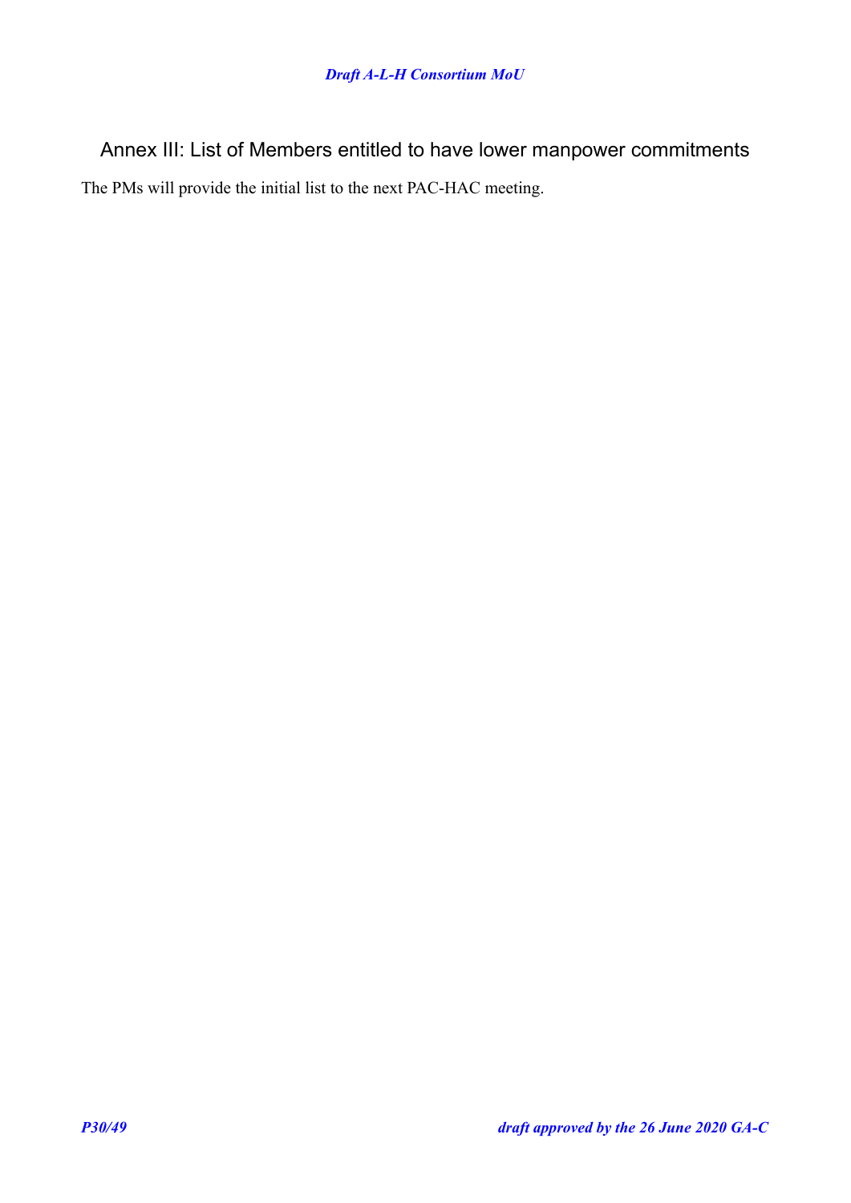## Annex III: List of Members entitled to have lower manpower commitments

The PMs will provide the initial list to the next PAC-HAC meeting.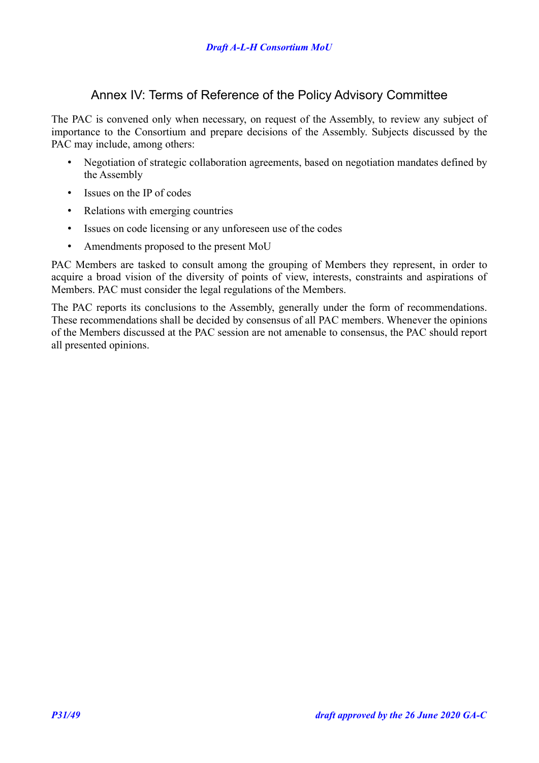# Annex IV: Terms of Reference of the Policy Advisory Committee

The PAC is convened only when necessary, on request of the Assembly, to review any subject of importance to the Consortium and prepare decisions of the Assembly. Subjects discussed by the PAC may include, among others:

- Negotiation of strategic collaboration agreements, based on negotiation mandates defined by the Assembly
- Issues on the IP of codes
- Relations with emerging countries
- Issues on code licensing or any unforeseen use of the codes
- Amendments proposed to the present MoU

PAC Members are tasked to consult among the grouping of Members they represent, in order to acquire a broad vision of the diversity of points of view, interests, constraints and aspirations of Members. PAC must consider the legal regulations of the Members.

The PAC reports its conclusions to the Assembly, generally under the form of recommendations. These recommendations shall be decided by consensus of all PAC members. Whenever the opinions of the Members discussed at the PAC session are not amenable to consensus, the PAC should report all presented opinions.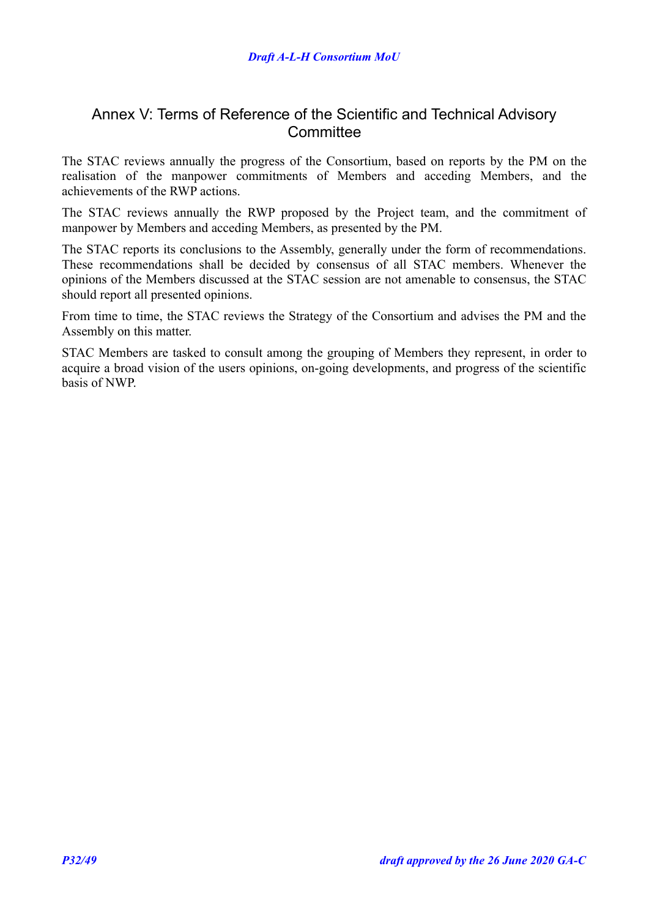## Annex V: Terms of Reference of the Scientific and Technical Advisory Committee

The STAC reviews annually the progress of the Consortium, based on reports by the PM on the realisation of the manpower commitments of Members and acceding Members, and the achievements of the RWP actions.

The STAC reviews annually the RWP proposed by the Project team, and the commitment of manpower by Members and acceding Members, as presented by the PM.

The STAC reports its conclusions to the Assembly, generally under the form of recommendations. These recommendations shall be decided by consensus of all STAC members. Whenever the opinions of the Members discussed at the STAC session are not amenable to consensus, the STAC should report all presented opinions.

From time to time, the STAC reviews the Strategy of the Consortium and advises the PM and the Assembly on this matter.

STAC Members are tasked to consult among the grouping of Members they represent, in order to acquire a broad vision of the users opinions, on-going developments, and progress of the scientific basis of NWP.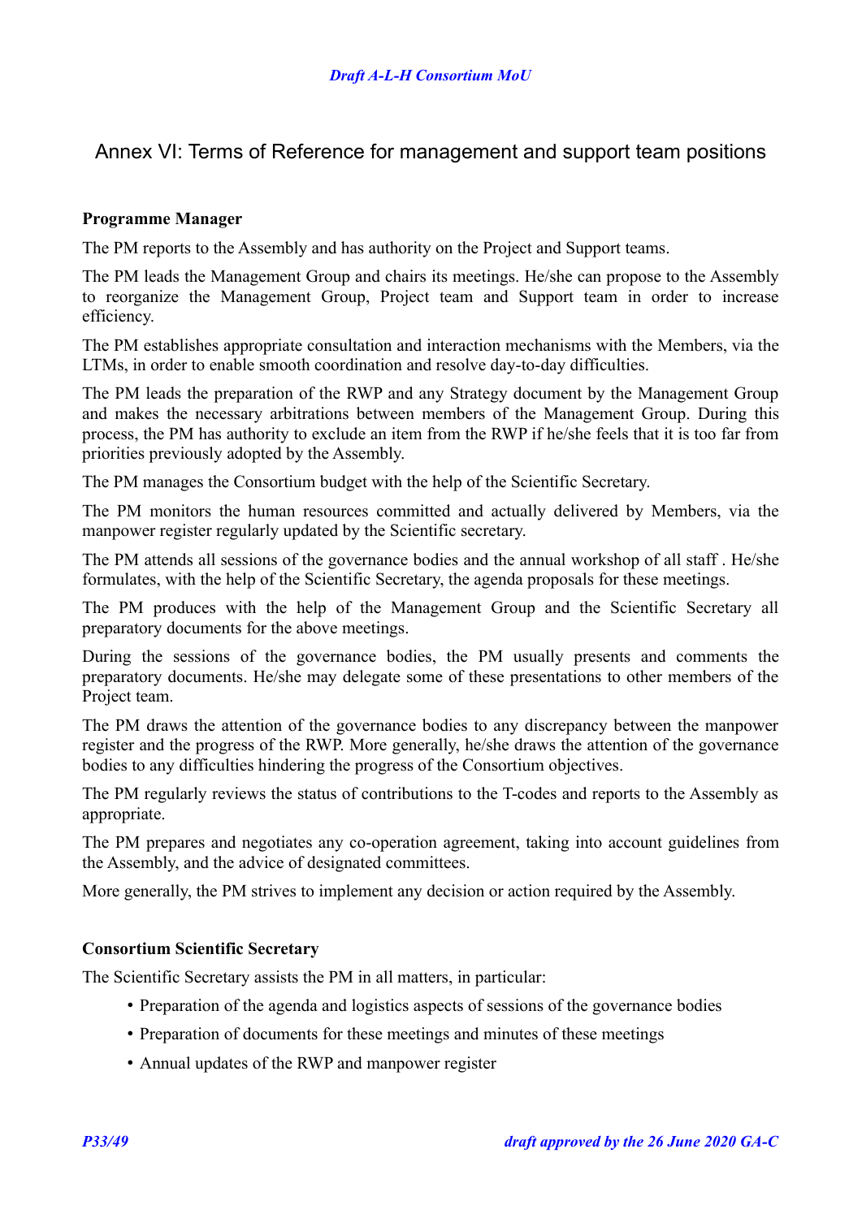## Annex VI: Terms of Reference for management and support team positions

**Programme Manager**

The PM reports to the Assembly and has authority on the Project and Support teams.

The PM leads the Management Group and chairs its meetings. He/she can propose to the Assembly to reorganize the Management Group, Project team and Support team in order to increase efficiency.

The PM establishes appropriate consultation and interaction mechanisms with the Members, via the LTMs, in order to enable smooth coordination and resolve day-to-day difficulties.

The PM leads the preparation of the RWP and any Strategy document by the Management Group and makes the necessary arbitrations between members of the Management Group. During this process, the PM has authority to exclude an item from the RWP if he/she feels that it is too far from priorities previously adopted by the Assembly.

The PM manages the Consortium budget with the help of the Scientific Secretary.

The PM monitors the human resources committed and actually delivered by Members, via the manpower register regularly updated by the Scientific secretary.

The PM attends all sessions of the governance bodies and the annual workshop of all staff . He/she formulates, with the help of the Scientific Secretary, the agenda proposals for these meetings.

The PM produces with the help of the Management Group and the Scientific Secretary all preparatory documents for the above meetings.

During the sessions of the governance bodies, the PM usually presents and comments the preparatory documents. He/she may delegate some of these presentations to other members of the Project team.

The PM draws the attention of the governance bodies to any discrepancy between the manpower register and the progress of the RWP. More generally, he/she draws the attention of the governance bodies to any difficulties hindering the progress of the Consortium objectives.

The PM regularly reviews the status of contributions to the T-codes and reports to the Assembly as appropriate.

The PM prepares and negotiates any co-operation agreement, taking into account guidelines from the Assembly, and the advice of designated committees.

More generally, the PM strives to implement any decision or action required by the Assembly.

**Consortium Scientific Secretary**

The Scientific Secretary assists the PM in all matters, in particular:

- Preparation of the agenda and logistics aspects of sessions of the governance bodies
- Preparation of documents for these meetings and minutes of these meetings
- Annual updates of the RWP and manpower register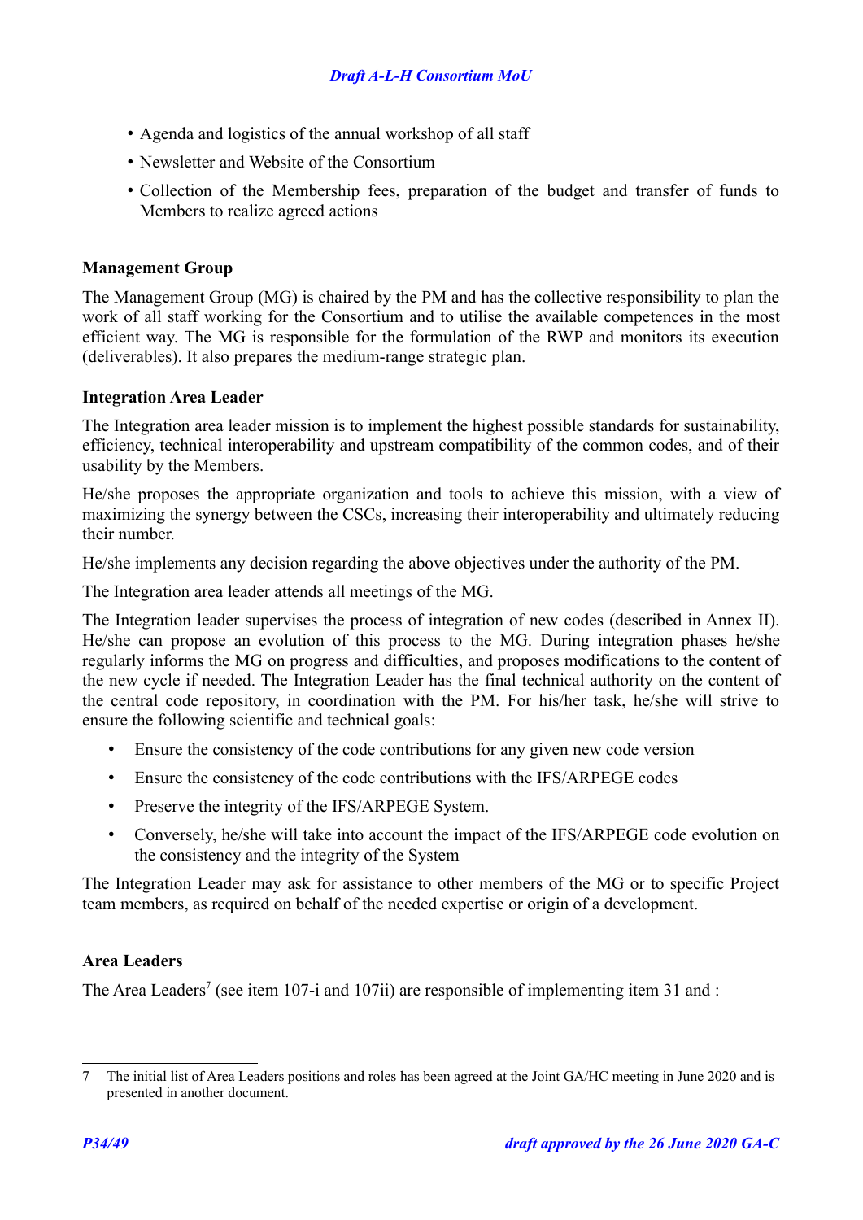- Agenda and logistics of the annual workshop of all staff
- Newsletter and Website of the Consortium
- Collection of the Membership fees, preparation of the budget and transfer of funds to Members to realize agreed actions

**Management Group**

The Management Group (MG) is chaired by the PM and has the collective responsibility to plan the work of all staff working for the Consortium and to utilise the available competences in the most efficient way. The MG is responsible for the formulation of the RWP and monitors its execution (deliverables). It also prepares the medium-range strategic plan.

**Integration Area Leader**

The Integration area leader mission is to implement the highest possible standards for sustainability, efficiency, technical interoperability and upstream compatibility of the common codes, and of their usability by the Members.

He/she proposes the appropriate organization and tools to achieve this mission, with a view of maximizing the synergy between the CSCs, increasing their interoperability and ultimately reducing their number.

He/she implements any decision regarding the above objectives under the authority of the PM.

The Integration area leader attends all meetings of the MG.

The Integration leader supervises the process of integration of new codes (described in Annex II). He/she can propose an evolution of this process to the MG. During integration phases he/she regularly informs the MG on progress and difficulties, and proposes modifications to the content of the new cycle if needed. The Integration Leader has the final technical authority on the content of the central code repository, in coordination with the PM. For his/her task, he/she will strive to ensure the following scientific and technical goals:

- Ensure the consistency of the code contributions for any given new code version
- Ensure the consistency of the code contributions with the IFS/ARPEGE codes
- Preserve the integrity of the IFS/ARPEGE System.
- Conversely, he/she will take into account the impact of the IFS/ARPEGE code evolution on the consistency and the integrity of the System

The Integration Leader may ask for assistance to other members of the MG or to specific Project team members, as required on behalf of the needed expertise or origin of a development.

**Area Leaders**

The Area Leaders[7] (see item 107-i and 107ii) are responsible of implementing item 31 and :

---

7 The initial list of Area Leaders positions and roles has been agreed at the Joint GA/HC meeting in June 2020 and is presented in another document.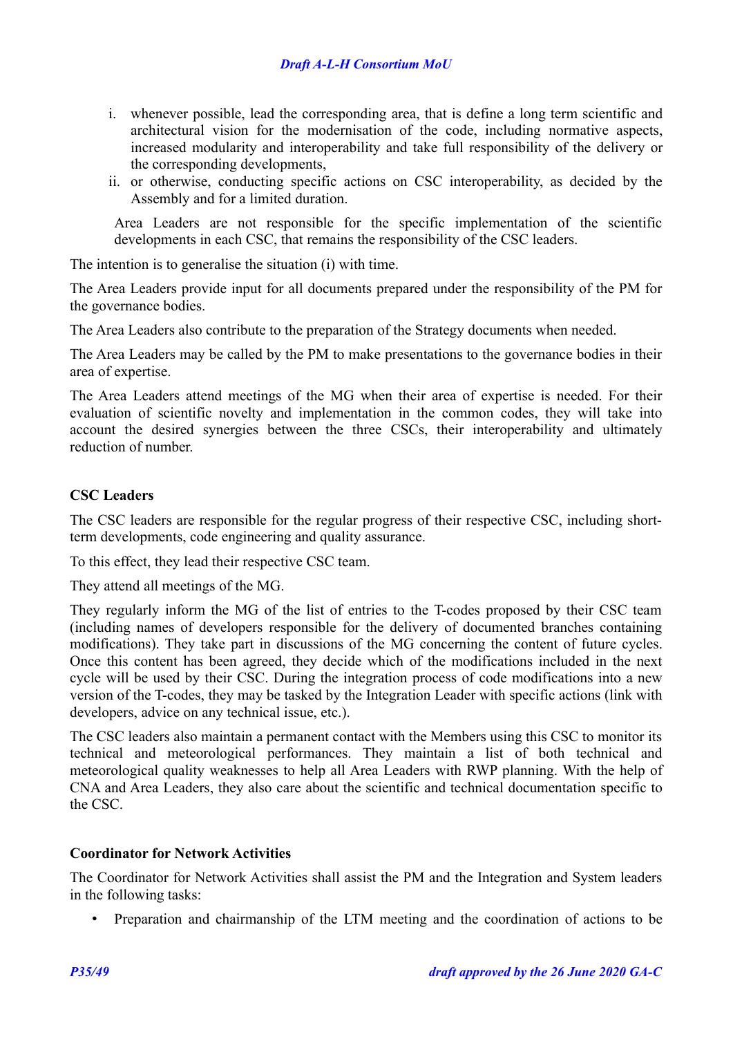i. whenever possible, lead the corresponding area, that is define a long term scientific and architectural vision for the modernisation of the code, including normative aspects, increased modularity and interoperability and take full responsibility of the delivery or the corresponding developments,
ii. or otherwise, conducting specific actions on CSC interoperability, as decided by the Assembly and for a limited duration.

Area Leaders are not responsible for the specific implementation of the scientific developments in each CSC, that remains the responsibility of the CSC leaders.

The intention is to generalise the situation (i) with time.

The Area Leaders provide input for all documents prepared under the responsibility of the PM for the governance bodies.

The Area Leaders also contribute to the preparation of the Strategy documents when needed.

The Area Leaders may be called by the PM to make presentations to the governance bodies in their area of expertise.

The Area Leaders attend meetings of the MG when their area of expertise is needed. For their evaluation of scientific novelty and implementation in the common codes, they will take into account the desired synergies between the three CSCs, their interoperability and ultimately reduction of number.

**CSC Leaders**

The CSC leaders are responsible for the regular progress of their respective CSC, including short-term developments, code engineering and quality assurance.

To this effect, they lead their respective CSC team.

They attend all meetings of the MG.

They regularly inform the MG of the list of entries to the T-codes proposed by their CSC team (including names of developers responsible for the delivery of documented branches containing modifications). They take part in discussions of the MG concerning the content of future cycles. Once this content has been agreed, they decide which of the modifications included in the next cycle will be used by their CSC. During the integration process of code modifications into a new version of the T-codes, they may be tasked by the Integration Leader with specific actions (link with developers, advice on any technical issue, etc.).

The CSC leaders also maintain a permanent contact with the Members using this CSC to monitor its technical and meteorological performances. They maintain a list of both technical and meteorological quality weaknesses to help all Area Leaders with RWP planning. With the help of CNA and Area Leaders, they also care about the scientific and technical documentation specific to the CSC.

**Coordinator for Network Activities**

The Coordinator for Network Activities shall assist the PM and the Integration and System leaders in the following tasks:

- Preparation and chairmanship of the LTM meeting and the coordination of actions to be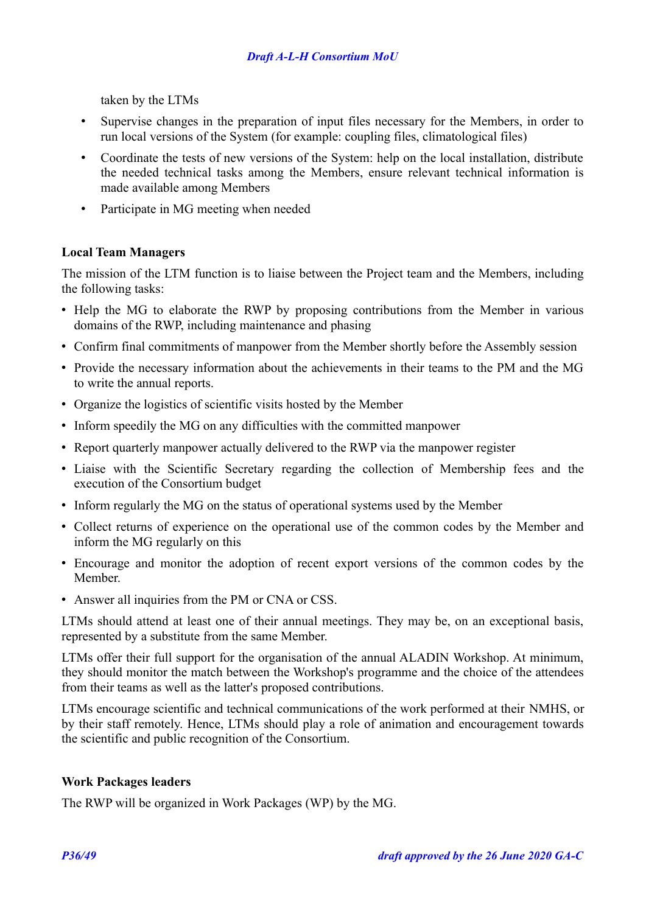taken by the LTMs

- Supervise changes in the preparation of input files necessary for the Members, in order to run local versions of the System (for example: coupling files, climatological files)
- Coordinate the tests of new versions of the System: help on the local installation, distribute the needed technical tasks among the Members, ensure relevant technical information is made available among Members
- Participate in MG meeting when needed

**Local Team Managers**

The mission of the LTM function is to liaise between the Project team and the Members, including the following tasks:

- Help the MG to elaborate the RWP by proposing contributions from the Member in various domains of the RWP, including maintenance and phasing
- Confirm final commitments of manpower from the Member shortly before the Assembly session
- Provide the necessary information about the achievements in their teams to the PM and the MG to write the annual reports.
- Organize the logistics of scientific visits hosted by the Member
- Inform speedily the MG on any difficulties with the committed manpower
- Report quarterly manpower actually delivered to the RWP via the manpower register
- Liaise with the Scientific Secretary regarding the collection of Membership fees and the execution of the Consortium budget
- Inform regularly the MG on the status of operational systems used by the Member
- Collect returns of experience on the operational use of the common codes by the Member and inform the MG regularly on this
- Encourage and monitor the adoption of recent export versions of the common codes by the Member.
- Answer all inquiries from the PM or CNA or CSS.

LTMs should attend at least one of their annual meetings. They may be, on an exceptional basis, represented by a substitute from the same Member.

LTMs offer their full support for the organisation of the annual ALADIN Workshop. At minimum, they should monitor the match between the Workshop's programme and the choice of the attendees from their teams as well as the latter's proposed contributions.

LTMs encourage scientific and technical communications of the work performed at their NMHS, or by their staff remotely. Hence, LTMs should play a role of animation and encouragement towards the scientific and public recognition of the Consortium.

**Work Packages leaders**

The RWP will be organized in Work Packages (WP) by the MG.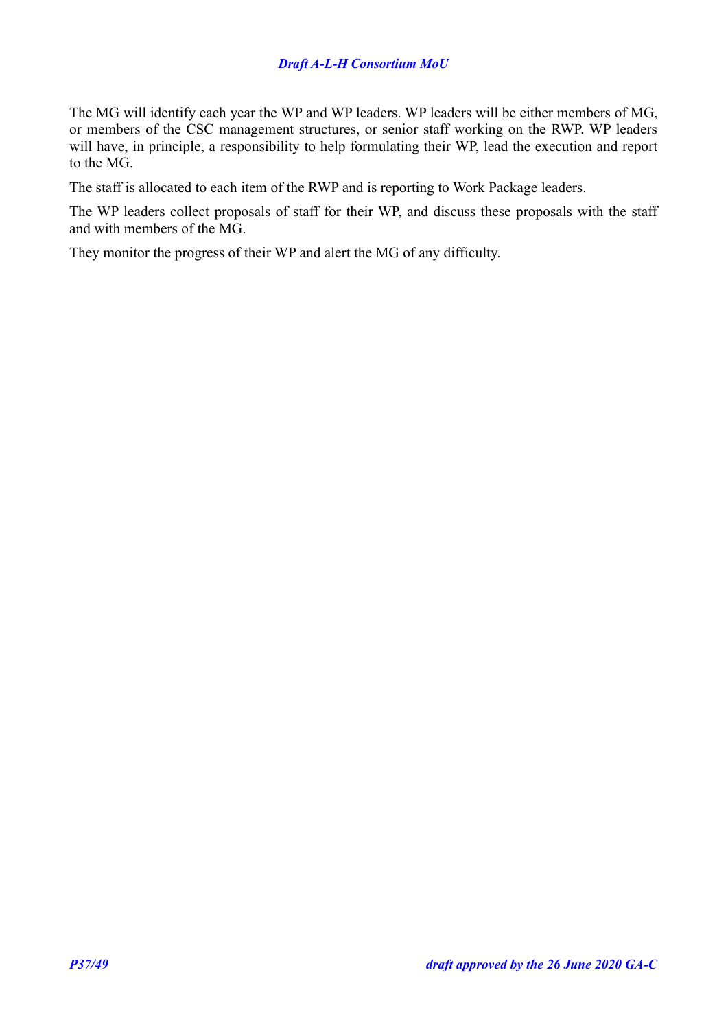The MG will identify each year the WP and WP leaders. WP leaders will be either members of MG, or members of the CSC management structures, or senior staff working on the RWP. WP leaders will have, in principle, a responsibility to help formulating their WP, lead the execution and report to the MG.

The staff is allocated to each item of the RWP and is reporting to Work Package leaders.

The WP leaders collect proposals of staff for their WP, and discuss these proposals with the staff and with members of the MG.

They monitor the progress of their WP and alert the MG of any difficulty.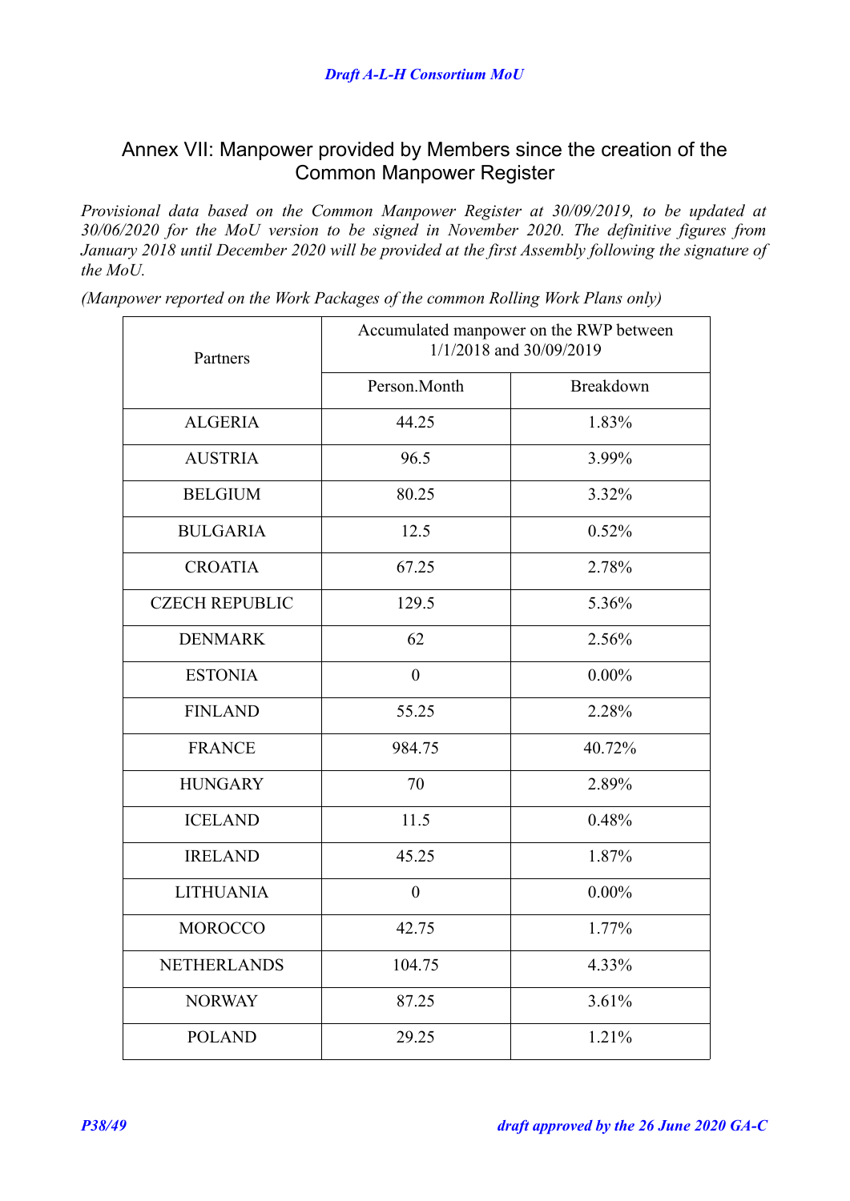## Annex VII: Manpower provided by Members since the creation of the Common Manpower Register

*Provisional data based on the Common Manpower Register at 30/09/2019, to be updated at 30/06/2020 for the MoU version to be signed in November 2020. The definitive figures from January 2018 until December 2020 will be provided at the first Assembly following the signature of the MoU.*

*(Manpower reported on the Work Packages of the common Rolling Work Plans only)*

| Partners | Accumulated manpower on the RWP between 1/1/2018 and 30/09/2019 | |
|---|---|---|
| | Person.Month | Breakdown |
| ALGERIA | 44.25 | 1.83% |
| AUSTRIA | 96.5 | 3.99% |
| BELGIUM | 80.25 | 3.32% |
| BULGARIA | 12.5 | 0.52% |
| CROATIA | 67.25 | 2.78% |
| CZECH REPUBLIC | 129.5 | 5.36% |
| DENMARK | 62 | 2.56% |
| ESTONIA | 0 | 0.00% |
| FINLAND | 55.25 | 2.28% |
| FRANCE | 984.75 | 40.72% |
| HUNGARY | 70 | 2.89% |
| ICELAND | 11.5 | 0.48% |
| IRELAND | 45.25 | 1.87% |
| LITHUANIA | 0 | 0.00% |
| MOROCCO | 42.75 | 1.77% |
| NETHERLANDS | 104.75 | 4.33% |
| NORWAY | 87.25 | 3.61% |
| POLAND | 29.25 | 1.21% |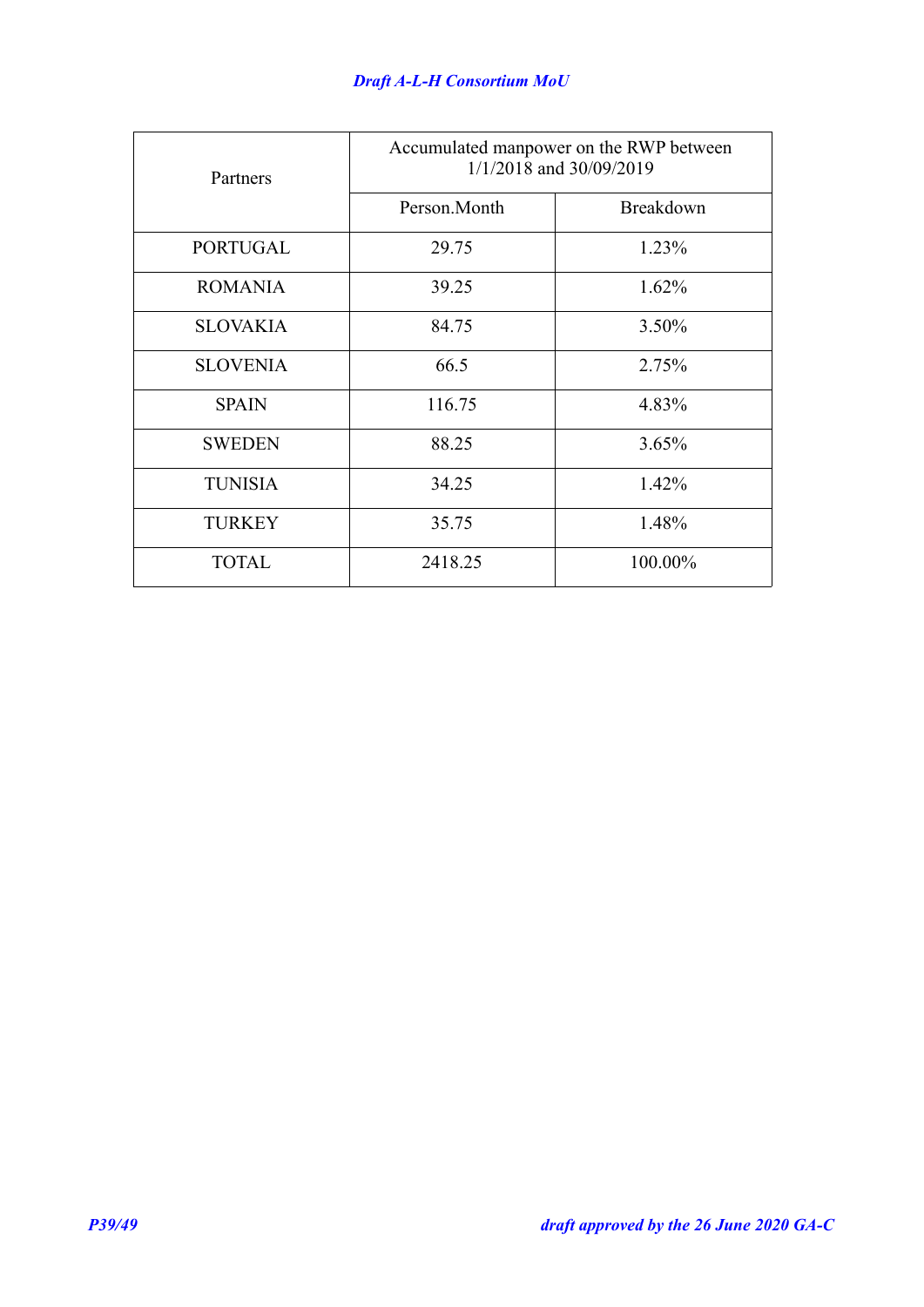| Partners | Accumulated manpower on the RWP between 1/1/2018 and 30/09/2019 | |
|---|---|---|
| | Person.Month | Breakdown |
| PORTUGAL | 29.75 | 1.23% |
| ROMANIA | 39.25 | 1.62% |
| SLOVAKIA | 84.75 | 3.50% |
| SLOVENIA | 66.5 | 2.75% |
| SPAIN | 116.75 | 4.83% |
| SWEDEN | 88.25 | 3.65% |
| TUNISIA | 34.25 | 1.42% |
| TURKEY | 35.75 | 1.48% |
| TOTAL | 2418.25 | 100.00% |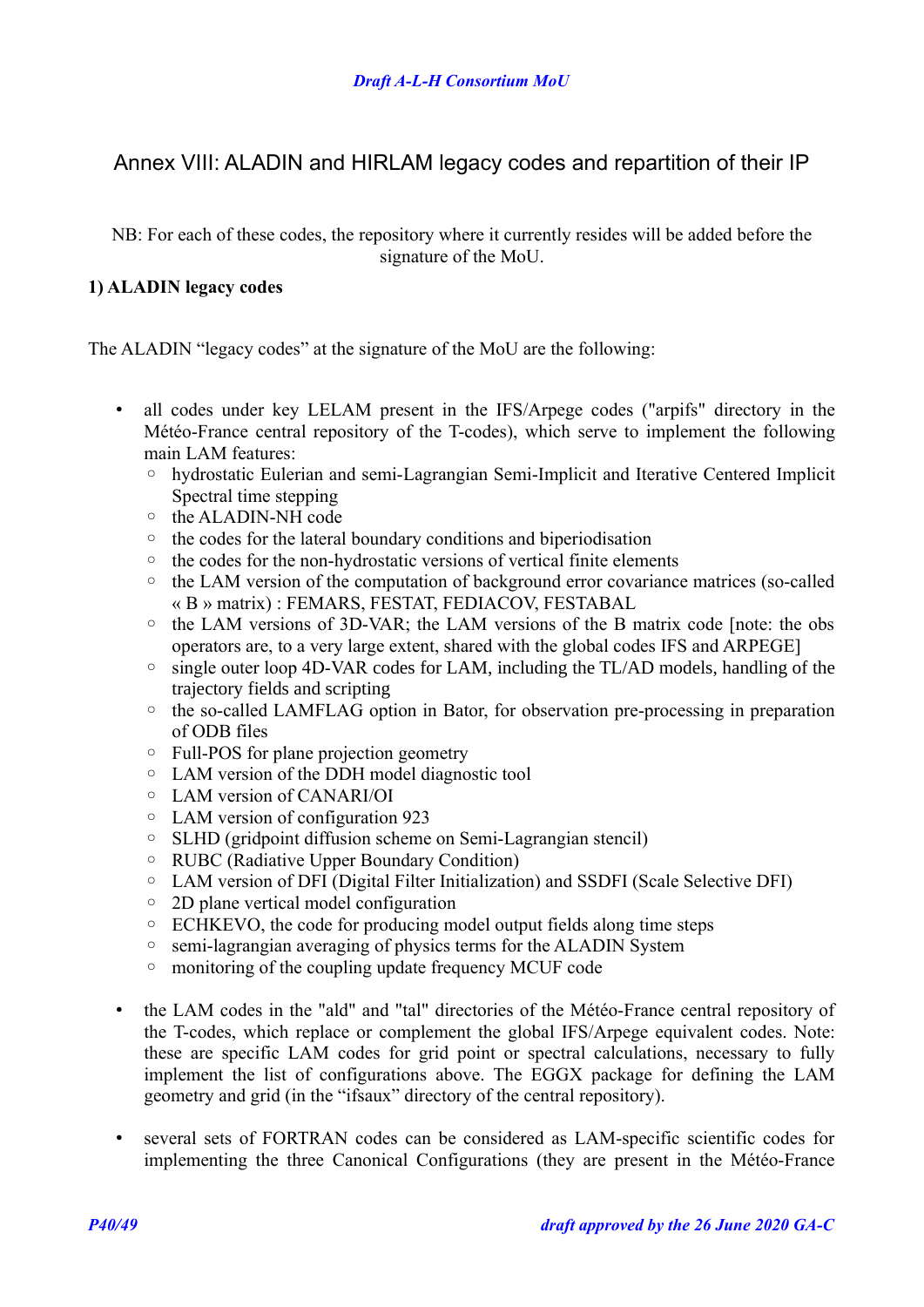## Annex VIII: ALADIN and HIRLAM legacy codes and repartition of their IP

NB: For each of these codes, the repository where it currently resides will be added before the signature of the MoU.

**1) ALADIN legacy codes**

The ALADIN "legacy codes" at the signature of the MoU are the following:

- all codes under key LELAM present in the IFS/Arpege codes ("arpifs" directory in the Météo-France central repository of the T-codes), which serve to implement the following main LAM features:
  - hydrostatic Eulerian and semi-Lagrangian Semi-Implicit and Iterative Centered Implicit Spectral time stepping
  - the ALADIN-NH code
  - the codes for the lateral boundary conditions and biperiodisation
  - the codes for the non-hydrostatic versions of vertical finite elements
  - the LAM version of the computation of background error covariance matrices (so-called « B » matrix) : FEMARS, FESTAT, FEDIACOV, FESTABAL
  - the LAM versions of 3D-VAR; the LAM versions of the B matrix code [note: the obs operators are, to a very large extent, shared with the global codes IFS and ARPEGE]
  - single outer loop 4D-VAR codes for LAM, including the TL/AD models, handling of the trajectory fields and scripting
  - the so-called LAMFLAG option in Bator, for observation pre-processing in preparation of ODB files
  - Full-POS for plane projection geometry
  - LAM version of the DDH model diagnostic tool
  - LAM version of CANARI/OI
  - LAM version of configuration 923
  - SLHD (gridpoint diffusion scheme on Semi-Lagrangian stencil)
  - RUBC (Radiative Upper Boundary Condition)
  - LAM version of DFI (Digital Filter Initialization) and SSDFI (Scale Selective DFI)
  - 2D plane vertical model configuration
  - ECHKEVO, the code for producing model output fields along time steps
  - semi-lagrangian averaging of physics terms for the ALADIN System
  - monitoring of the coupling update frequency MCUF code

- the LAM codes in the "ald" and "tal" directories of the Météo-France central repository of the T-codes, which replace or complement the global IFS/Arpege equivalent codes. Note: these are specific LAM codes for grid point or spectral calculations, necessary to fully implement the list of configurations above. The EGGX package for defining the LAM geometry and grid (in the "ifsaux" directory of the central repository).

- several sets of FORTRAN codes can be considered as LAM-specific scientific codes for implementing the three Canonical Configurations (they are present in the Météo-France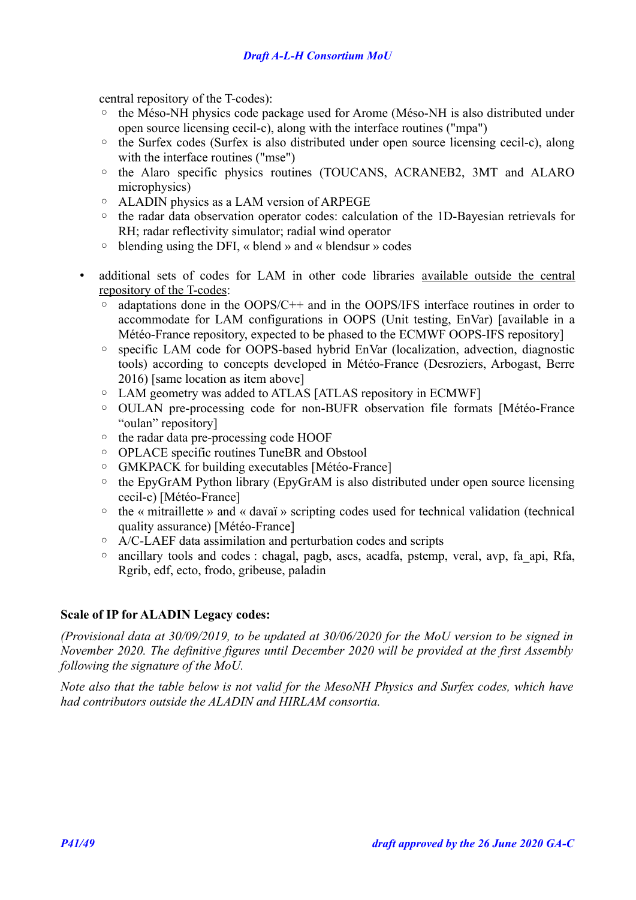central repository of the T-codes):

  - the Méso-NH physics code package used for Arome (Méso-NH is also distributed under open source licensing cecil-c), along with the interface routines ("mpa")
  - the Surfex codes (Surfex is also distributed under open source licensing cecil-c), along with the interface routines ("mse")
  - the Alaro specific physics routines (TOUCANS, ACRANEB2, 3MT and ALARO microphysics)
  - ALADIN physics as a LAM version of ARPEGE
  - the radar data observation operator codes: calculation of the 1D-Bayesian retrievals for RH; radar reflectivity simulator; radial wind operator
  - blending using the DFI, « blend » and « blendsur » codes

- additional sets of codes for LAM in other code libraries <u>available outside the central repository of the T-codes</u>:
  - adaptations done in the OOPS/C++ and in the OOPS/IFS interface routines in order to accommodate for LAM configurations in OOPS (Unit testing, EnVar) [available in a Météo-France repository, expected to be phased to the ECMWF OOPS-IFS repository]
  - specific LAM code for OOPS-based hybrid EnVar (localization, advection, diagnostic tools) according to concepts developed in Météo-France (Desroziers, Arbogast, Berre 2016) [same location as item above]
  - LAM geometry was added to ATLAS [ATLAS repository in ECMWF]
  - OULAN pre-processing code for non-BUFR observation file formats [Météo-France "oulan" repository]
  - the radar data pre-processing code HOOF
  - OPLACE specific routines TuneBR and Obstool
  - GMKPACK for building executables [Météo-France]
  - the EpyGrAM Python library (EpyGrAM is also distributed under open source licensing cecil-c) [Météo-France]
  - the « mitraillette » and « davaï » scripting codes used for technical validation (technical quality assurance) [Météo-France]
  - A/C-LAEF data assimilation and perturbation codes and scripts
  - ancillary tools and codes : chagal, pagb, ascs, acadfa, pstemp, veral, avp, fa_api, Rfa, Rgrib, edf, ecto, frodo, gribeuse, paladin

**Scale of IP for ALADIN Legacy codes:**

*(Provisional data at 30/09/2019, to be updated at 30/06/2020 for the MoU version to be signed in November 2020. The definitive figures until December 2020 will be provided at the first Assembly following the signature of the MoU.*

*Note also that the table below is not valid for the MesoNH Physics and Surfex codes, which have had contributors outside the ALADIN and HIRLAM consortia.*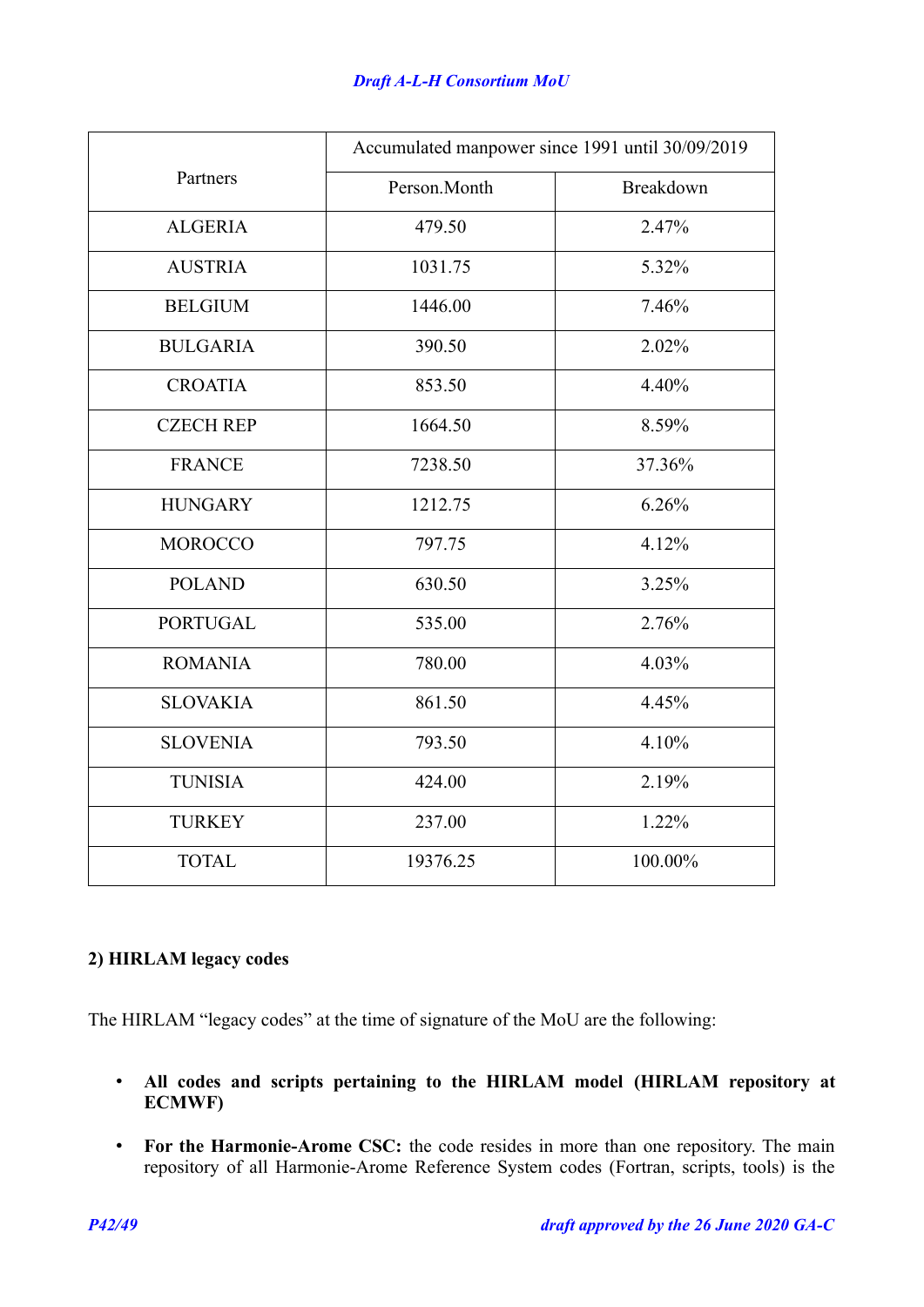| Partners | Accumulated manpower since 1991 until 30/09/2019 | |
|---|---|---|
| | Person.Month | Breakdown |
| ALGERIA | 479.50 | 2.47% |
| AUSTRIA | 1031.75 | 5.32% |
| BELGIUM | 1446.00 | 7.46% |
| BULGARIA | 390.50 | 2.02% |
| CROATIA | 853.50 | 4.40% |
| CZECH REP | 1664.50 | 8.59% |
| FRANCE | 7238.50 | 37.36% |
| HUNGARY | 1212.75 | 6.26% |
| MOROCCO | 797.75 | 4.12% |
| POLAND | 630.50 | 3.25% |
| PORTUGAL | 535.00 | 2.76% |
| ROMANIA | 780.00 | 4.03% |
| SLOVAKIA | 861.50 | 4.45% |
| SLOVENIA | 793.50 | 4.10% |
| TUNISIA | 424.00 | 2.19% |
| TURKEY | 237.00 | 1.22% |
| TOTAL | 19376.25 | 100.00% |

**2) HIRLAM legacy codes**

The HIRLAM "legacy codes" at the time of signature of the MoU are the following:

- **All codes and scripts pertaining to the HIRLAM model (HIRLAM repository at ECMWF)**
- **For the Harmonie-Arome CSC:** the code resides in more than one repository. The main repository of all Harmonie-Arome Reference System codes (Fortran, scripts, tools) is the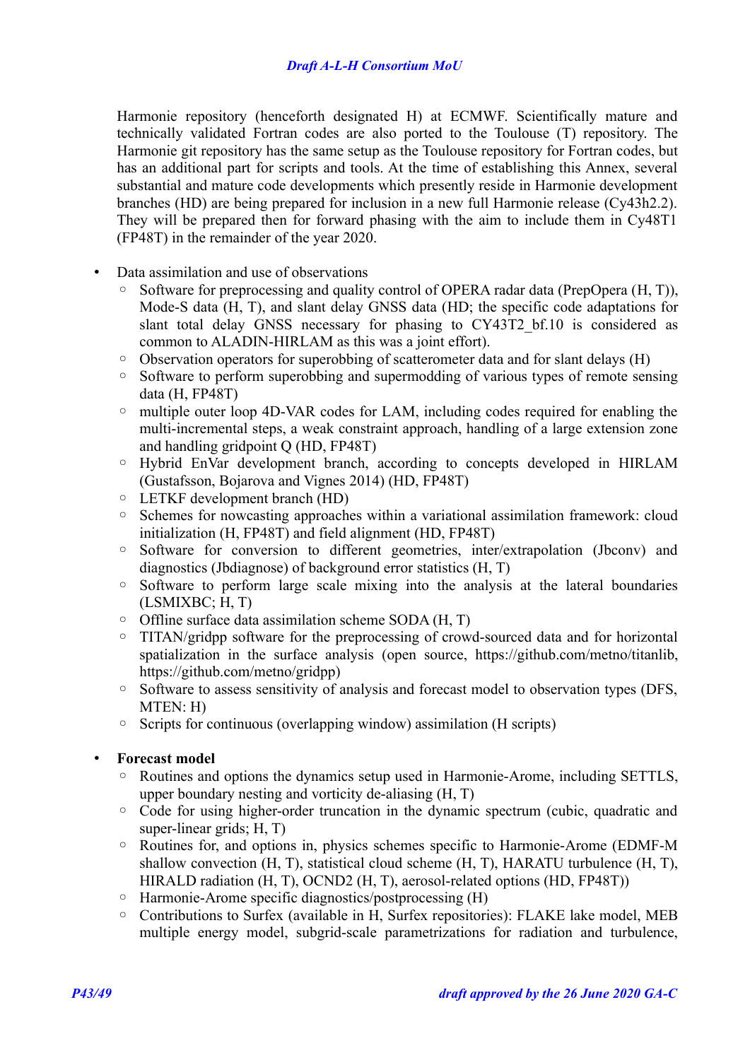Harmonie repository (henceforth designated H) at ECMWF. Scientifically mature and technically validated Fortran codes are also ported to the Toulouse (T) repository. The Harmonie git repository has the same setup as the Toulouse repository for Fortran codes, but has an additional part for scripts and tools. At the time of establishing this Annex, several substantial and mature code developments which presently reside in Harmonie development branches (HD) are being prepared for inclusion in a new full Harmonie release (Cy43h2.2). They will be prepared then for forward phasing with the aim to include them in Cy48T1 (FP48T) in the remainder of the year 2020.

- Data assimilation and use of observations
  - Software for preprocessing and quality control of OPERA radar data (PrepOpera (H, T)), Mode-S data (H, T), and slant delay GNSS data (HD; the specific code adaptations for slant total delay GNSS necessary for phasing to CY43T2_bf.10 is considered as common to ALADIN-HIRLAM as this was a joint effort).
  - Observation operators for superobbing of scatterometer data and for slant delays (H)
  - Software to perform superobbing and supermodding of various types of remote sensing data (H, FP48T)
  - multiple outer loop 4D-VAR codes for LAM, including codes required for enabling the multi-incremental steps, a weak constraint approach, handling of a large extension zone and handling gridpoint Q (HD, FP48T)
  - Hybrid EnVar development branch, according to concepts developed in HIRLAM (Gustafsson, Bojarova and Vignes 2014) (HD, FP48T)
  - LETKF development branch (HD)
  - Schemes for nowcasting approaches within a variational assimilation framework: cloud initialization (H, FP48T) and field alignment (HD, FP48T)
  - Software for conversion to different geometries, inter/extrapolation (Jbconv) and diagnostics (Jbdiagnose) of background error statistics (H, T)
  - Software to perform large scale mixing into the analysis at the lateral boundaries (LSMIXBC; H, T)
  - Offline surface data assimilation scheme SODA (H, T)
  - TITAN/gridpp software for the preprocessing of crowd-sourced data and for horizontal spatialization in the surface analysis (open source, https://github.com/metno/titanlib, https://github.com/metno/gridpp)
  - Software to assess sensitivity of analysis and forecast model to observation types (DFS, MTEN: H)
  - Scripts for continuous (overlapping window) assimilation (H scripts)

- **Forecast model**
  - Routines and options the dynamics setup used in Harmonie-Arome, including SETTLS, upper boundary nesting and vorticity de-aliasing (H, T)
  - Code for using higher-order truncation in the dynamic spectrum (cubic, quadratic and super-linear grids; H, T)
  - Routines for, and options in, physics schemes specific to Harmonie-Arome (EDMF-M shallow convection (H, T), statistical cloud scheme (H, T), HARATU turbulence (H, T), HIRALD radiation (H, T), OCND2 (H, T), aerosol-related options (HD, FP48T))
  - Harmonie-Arome specific diagnostics/postprocessing (H)
  - Contributions to Surfex (available in H, Surfex repositories): FLAKE lake model, MEB multiple energy model, subgrid-scale parametrizations for radiation and turbulence,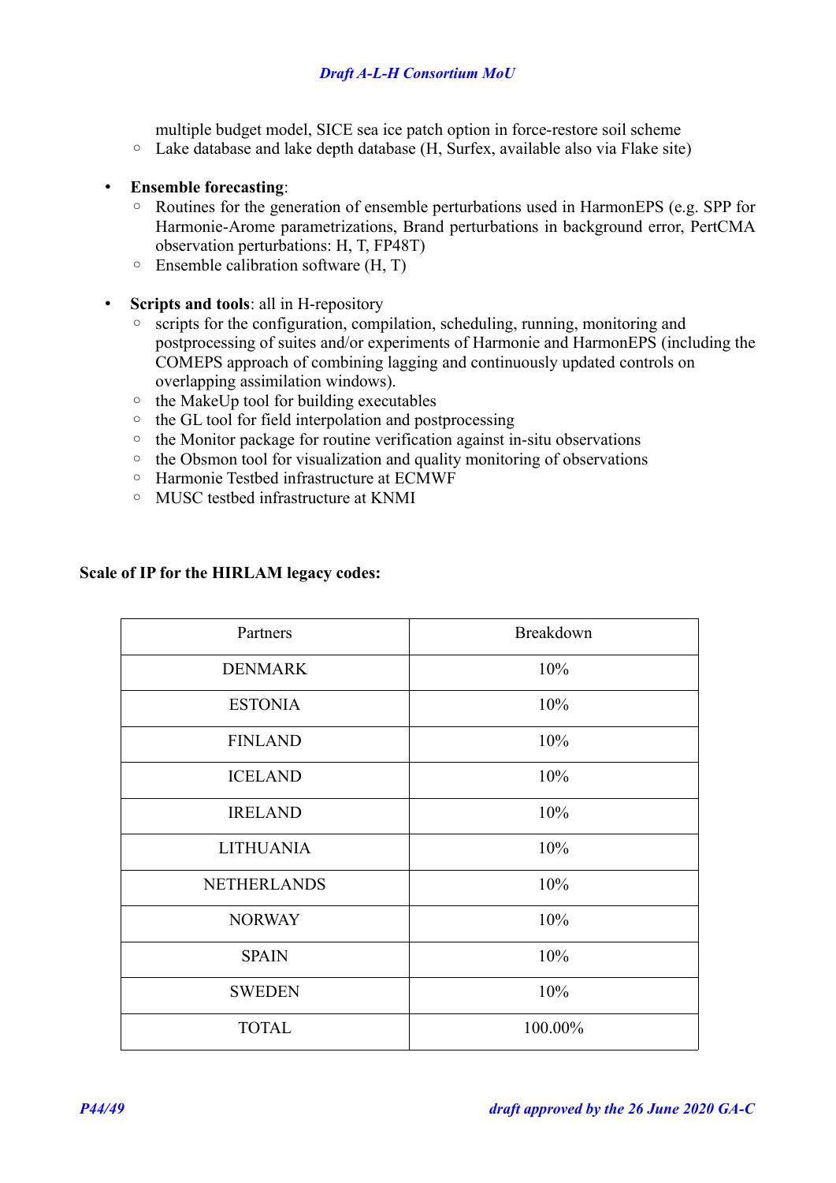multiple budget model, SICE sea ice patch option in force-restore soil scheme
   - Lake database and lake depth database (H, Surfex, available also via Flake site)

- **Ensemble forecasting**:
   - Routines for the generation of ensemble perturbations used in HarmonEPS (e.g. SPP for Harmonie-Arome parametrizations, Brand perturbations in background error, PertCMA observation perturbations: H, T, FP48T)
   - Ensemble calibration software (H, T)

- **Scripts and tools**: all in H-repository
   - scripts for the configuration, compilation, scheduling, running, monitoring and postprocessing of suites and/or experiments of Harmonie and HarmonEPS (including the COMEPS approach of combining lagging and continuously updated controls on overlapping assimilation windows).
   - the MakeUp tool for building executables
   - the GL tool for field interpolation and postprocessing
   - the Monitor package for routine verification against in-situ observations
   - the Obsmon tool for visualization and quality monitoring of observations
   - Harmonie Testbed infrastructure at ECMWF
   - MUSC testbed infrastructure at KNMI

**Scale of IP for the HIRLAM legacy codes:**

| Partners | Breakdown |
|---|---|
| DENMARK | 10% |
| ESTONIA | 10% |
| FINLAND | 10% |
| ICELAND | 10% |
| IRELAND | 10% |
| LITHUANIA | 10% |
| NETHERLANDS | 10% |
| NORWAY | 10% |
| SPAIN | 10% |
| SWEDEN | 10% |
| TOTAL | 100.00% |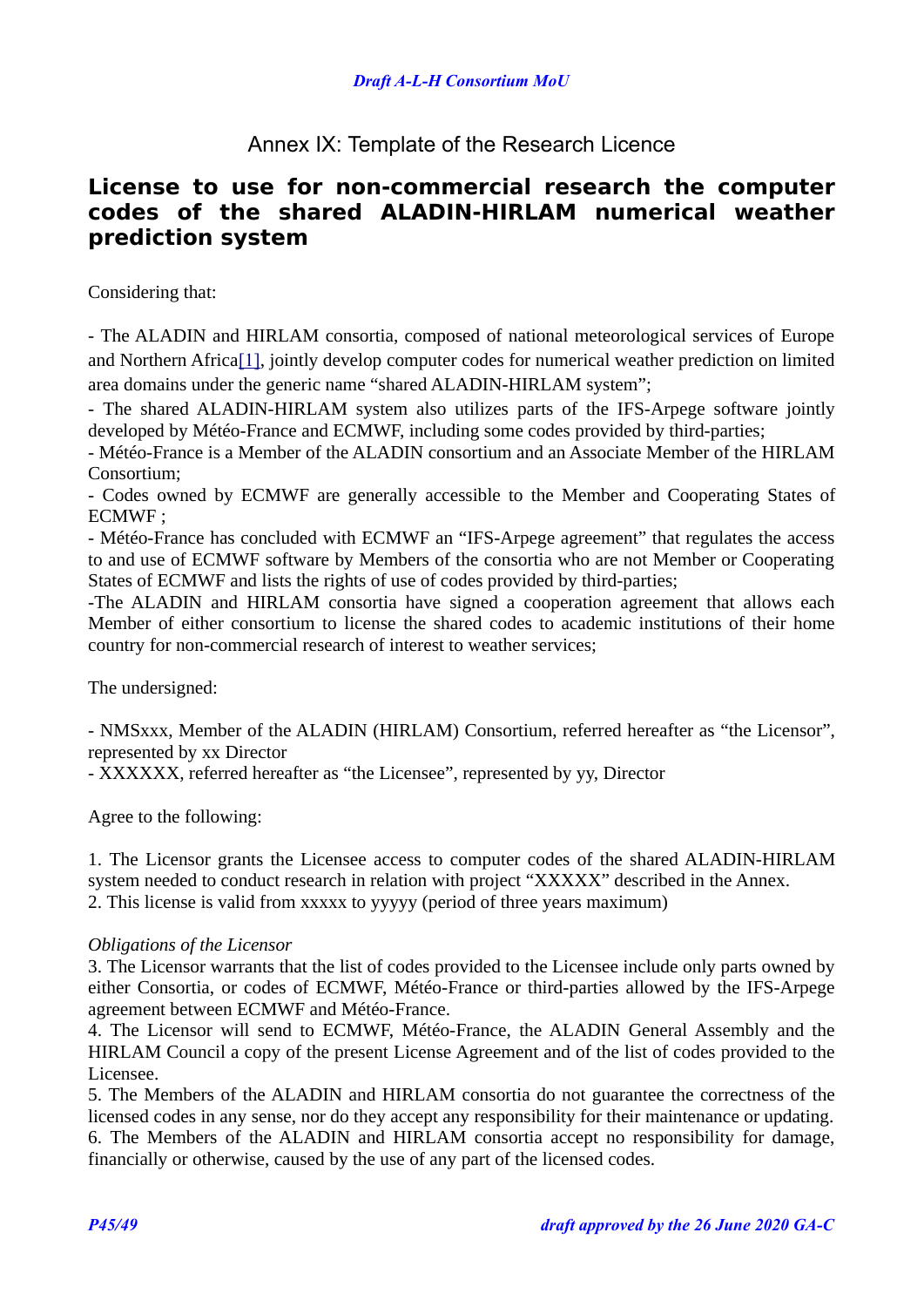Annex IX: Template of the Research Licence

# License to use for non-commercial research the computer codes of the shared ALADIN-HIRLAM numerical weather prediction system

Considering that:

- The ALADIN and HIRLAM consortia, composed of national meteorological services of Europe and Northern Africa[1], jointly develop computer codes for numerical weather prediction on limited area domains under the generic name “shared ALADIN-HIRLAM system”;
- The shared ALADIN-HIRLAM system also utilizes parts of the IFS-Arpege software jointly developed by Météo-France and ECMWF, including some codes provided by third-parties;
- Météo-France is a Member of the ALADIN consortium and an Associate Member of the HIRLAM Consortium;
- Codes owned by ECMWF are generally accessible to the Member and Cooperating States of ECMWF ;
- Météo-France has concluded with ECMWF an “IFS-Arpege agreement” that regulates the access to and use of ECMWF software by Members of the consortia who are not Member or Cooperating States of ECMWF and lists the rights of use of codes provided by third-parties;
-The ALADIN and HIRLAM consortia have signed a cooperation agreement that allows each Member of either consortium to license the shared codes to academic institutions of their home country for non-commercial research of interest to weather services;

The undersigned:

- NMSxxx, Member of the ALADIN (HIRLAM) Consortium, referred hereafter as “the Licensor”, represented by xx Director
- XXXXXX, referred hereafter as “the Licensee”, represented by yy, Director

Agree to the following:

1. The Licensor grants the Licensee access to computer codes of the shared ALADIN-HIRLAM system needed to conduct research in relation with project “XXXXX” described in the Annex.
2. This license is valid from xxxxx to yyyyy (period of three years maximum)

*Obligations of the Licensor*

3. The Licensor warrants that the list of codes provided to the Licensee include only parts owned by either Consortia, or codes of ECMWF, Météo-France or third-parties allowed by the IFS-Arpege agreement between ECMWF and Météo-France.
4. The Licensor will send to ECMWF, Météo-France, the ALADIN General Assembly and the HIRLAM Council a copy of the present License Agreement and of the list of codes provided to the Licensee.
5. The Members of the ALADIN and HIRLAM consortia do not guarantee the correctness of the licensed codes in any sense, nor do they accept any responsibility for their maintenance or updating.
6. The Members of the ALADIN and HIRLAM consortia accept no responsibility for damage, financially or otherwise, caused by the use of any part of the licensed codes.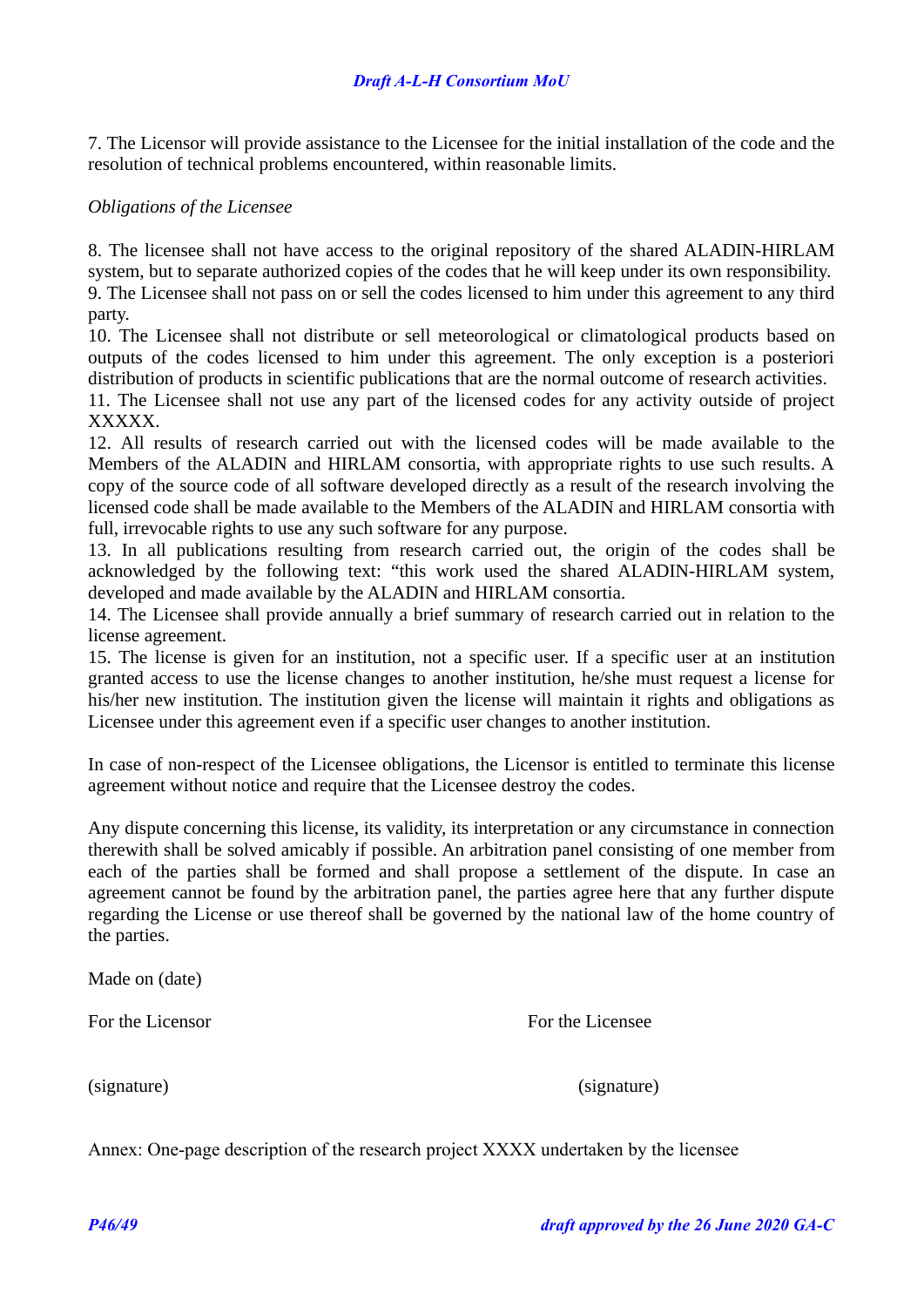7. The Licensor will provide assistance to the Licensee for the initial installation of the code and the resolution of technical problems encountered, within reasonable limits.

*Obligations of the Licensee*

8. The licensee shall not have access to the original repository of the shared ALADIN-HIRLAM system, but to separate authorized copies of the codes that he will keep under its own responsibility.
9. The Licensee shall not pass on or sell the codes licensed to him under this agreement to any third party.
10. The Licensee shall not distribute or sell meteorological or climatological products based on outputs of the codes licensed to him under this agreement. The only exception is a posteriori distribution of products in scientific publications that are the normal outcome of research activities.
11. The Licensee shall not use any part of the licensed codes for any activity outside of project XXXXX.
12. All results of research carried out with the licensed codes will be made available to the Members of the ALADIN and HIRLAM consortia, with appropriate rights to use such results. A copy of the source code of all software developed directly as a result of the research involving the licensed code shall be made available to the Members of the ALADIN and HIRLAM consortia with full, irrevocable rights to use any such software for any purpose.
13. In all publications resulting from research carried out, the origin of the codes shall be acknowledged by the following text: “this work used the shared ALADIN-HIRLAM system, developed and made available by the ALADIN and HIRLAM consortia.
14. The Licensee shall provide annually a brief summary of research carried out in relation to the license agreement.
15. The license is given for an institution, not a specific user. If a specific user at an institution granted access to use the license changes to another institution, he/she must request a license for his/her new institution. The institution given the license will maintain it rights and obligations as Licensee under this agreement even if a specific user changes to another institution.

In case of non-respect of the Licensee obligations, the Licensor is entitled to terminate this license agreement without notice and require that the Licensee destroy the codes.

Any dispute concerning this license, its validity, its interpretation or any circumstance in connection therewith shall be solved amicably if possible. An arbitration panel consisting of one member from each of the parties shall be formed and shall propose a settlement of the dispute. In case an agreement cannot be found by the arbitration panel, the parties agree here that any further dispute regarding the License or use thereof shall be governed by the national law of the home country of the parties.

Made on (date)

For the Licensor | For the Licensee

(signature) | (signature)

Annex: One-page description of the research project XXXX undertaken by the licensee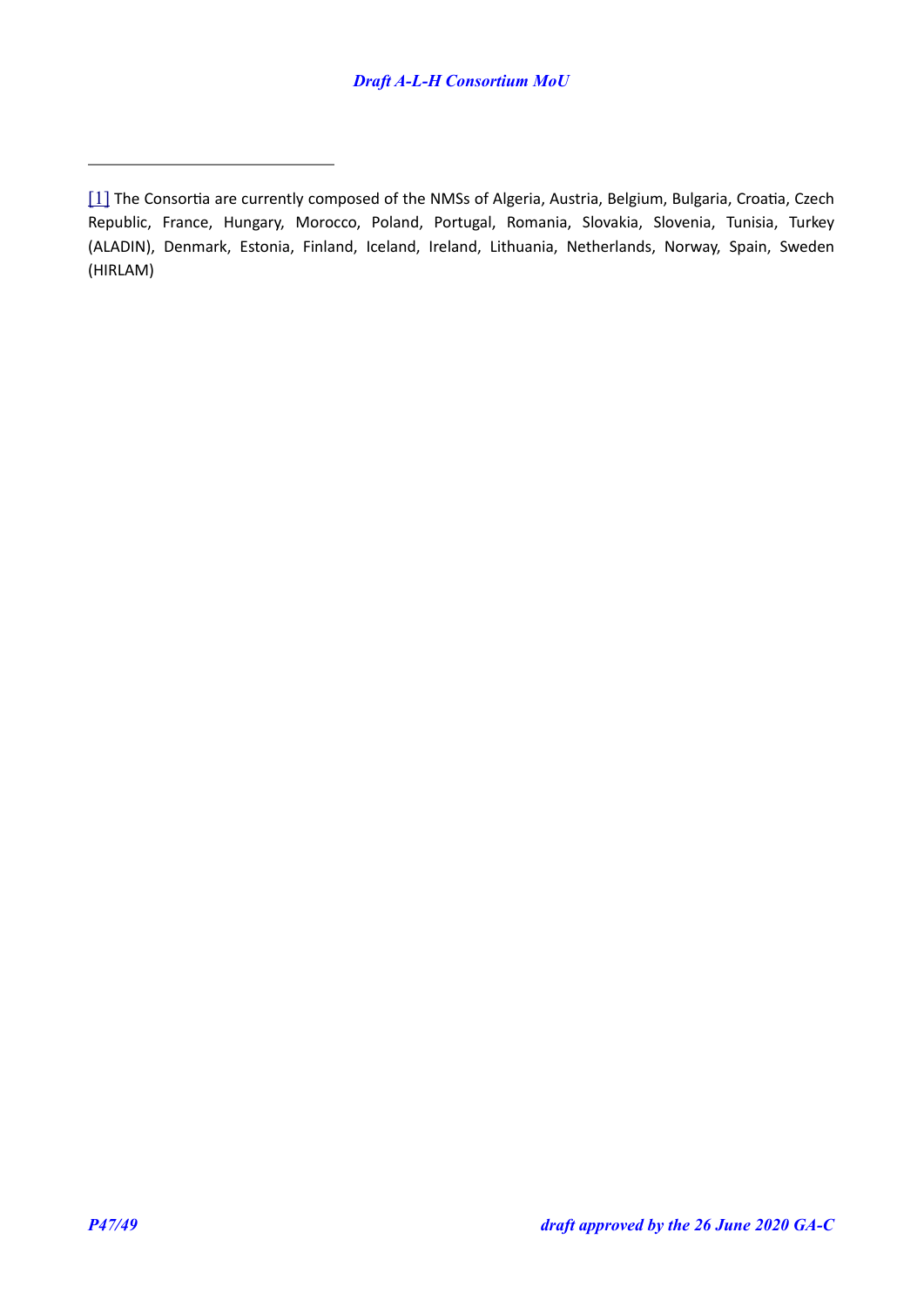[1] The Consortia are currently composed of the NMSs of Algeria, Austria, Belgium, Bulgaria, Croatia, Czech Republic, France, Hungary, Morocco, Poland, Portugal, Romania, Slovakia, Slovenia, Tunisia, Turkey (ALADIN), Denmark, Estonia, Finland, Iceland, Ireland, Lithuania, Netherlands, Norway, Spain, Sweden (HIRLAM)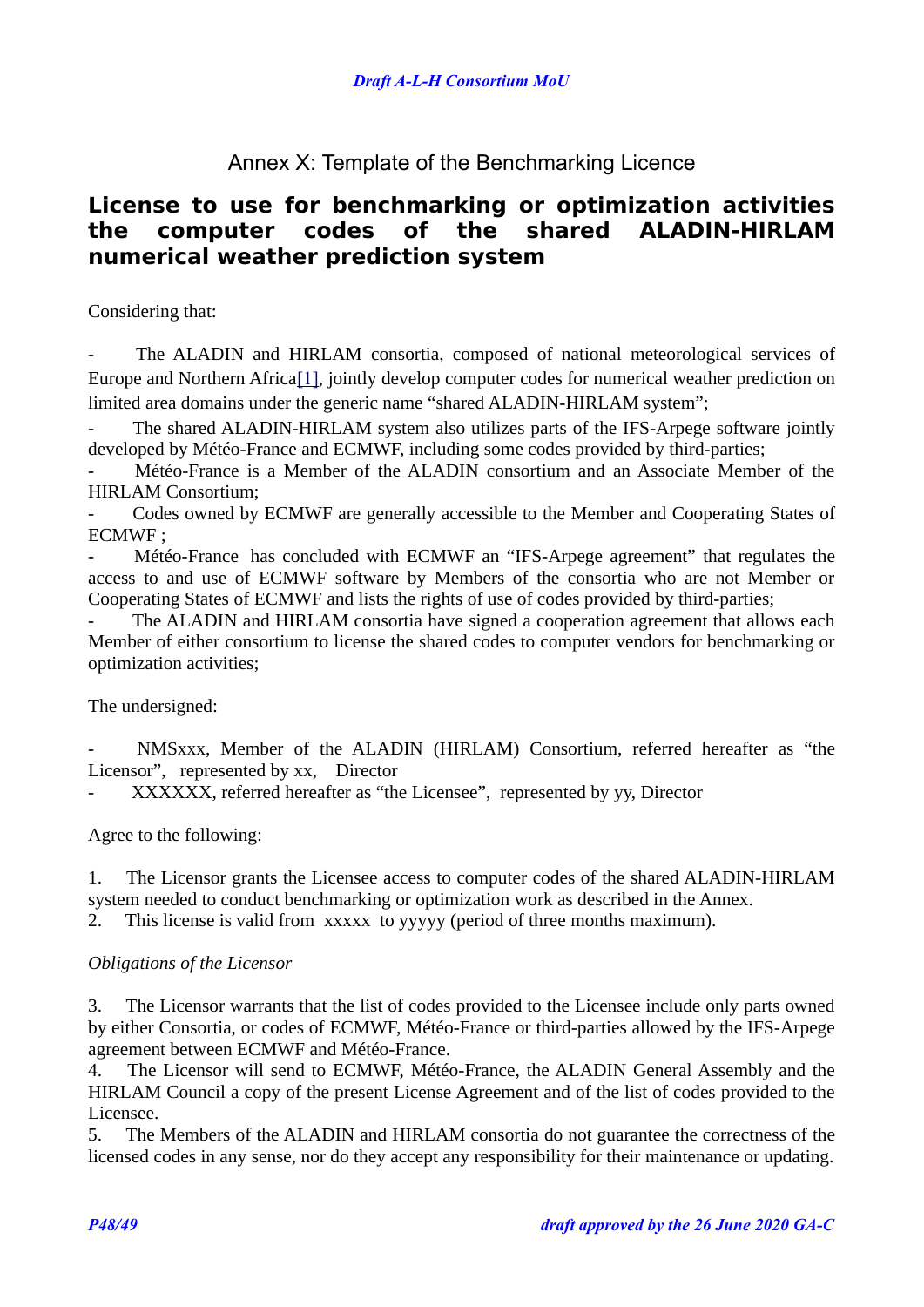## Annex X: Template of the Benchmarking Licence

# License to use for benchmarking or optimization activities the computer codes of the shared ALADIN-HIRLAM numerical weather prediction system

Considering that:

- The ALADIN and HIRLAM consortia, composed of national meteorological services of Europe and Northern Africa[1], jointly develop computer codes for numerical weather prediction on limited area domains under the generic name “shared ALADIN-HIRLAM system”;
- The shared ALADIN-HIRLAM system also utilizes parts of the IFS-Arpege software jointly developed by Météo-France and ECMWF, including some codes provided by third-parties;
- Météo-France is a Member of the ALADIN consortium and an Associate Member of the HIRLAM Consortium;
- Codes owned by ECMWF are generally accessible to the Member and Cooperating States of ECMWF ;
- Météo-France has concluded with ECMWF an “IFS-Arpege agreement” that regulates the access to and use of ECMWF software by Members of the consortia who are not Member or Cooperating States of ECMWF and lists the rights of use of codes provided by third-parties;
- The ALADIN and HIRLAM consortia have signed a cooperation agreement that allows each Member of either consortium to license the shared codes to computer vendors for benchmarking or optimization activities;

The undersigned:

- NMSxxx, Member of the ALADIN (HIRLAM) Consortium, referred hereafter as “the Licensor”, represented by xx, Director
- XXXXXX, referred hereafter as “the Licensee”, represented by yy, Director

Agree to the following:

1. The Licensor grants the Licensee access to computer codes of the shared ALADIN-HIRLAM system needed to conduct benchmarking or optimization work as described in the Annex.
2. This license is valid from xxxxx to yyyyy (period of three months maximum).

*Obligations of the Licensor*

3. The Licensor warrants that the list of codes provided to the Licensee include only parts owned by either Consortia, or codes of ECMWF, Météo-France or third-parties allowed by the IFS-Arpege agreement between ECMWF and Météo-France.
4. The Licensor will send to ECMWF, Météo-France, the ALADIN General Assembly and the HIRLAM Council a copy of the present License Agreement and of the list of codes provided to the Licensee.
5. The Members of the ALADIN and HIRLAM consortia do not guarantee the correctness of the licensed codes in any sense, nor do they accept any responsibility for their maintenance or updating.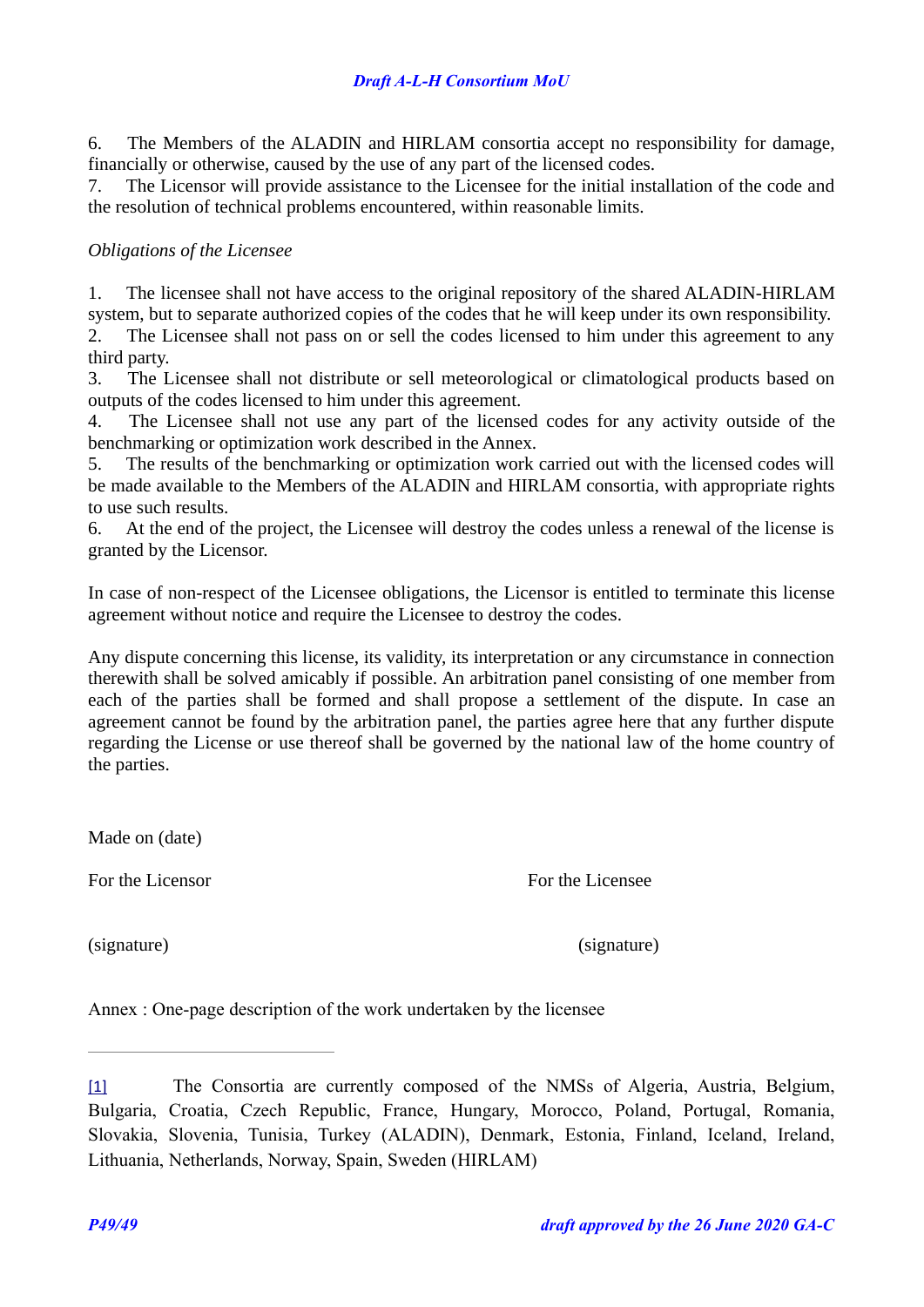6. The Members of the ALADIN and HIRLAM consortia accept no responsibility for damage, financially or otherwise, caused by the use of any part of the licensed codes.
7. The Licensor will provide assistance to the Licensee for the initial installation of the code and the resolution of technical problems encountered, within reasonable limits.

*Obligations of the Licensee*

1. The licensee shall not have access to the original repository of the shared ALADIN-HIRLAM system, but to separate authorized copies of the codes that he will keep under its own responsibility.
2. The Licensee shall not pass on or sell the codes licensed to him under this agreement to any third party.
3. The Licensee shall not distribute or sell meteorological or climatological products based on outputs of the codes licensed to him under this agreement.
4. The Licensee shall not use any part of the licensed codes for any activity outside of the benchmarking or optimization work described in the Annex.
5. The results of the benchmarking or optimization work carried out with the licensed codes will be made available to the Members of the ALADIN and HIRLAM consortia, with appropriate rights to use such results.
6. At the end of the project, the Licensee will destroy the codes unless a renewal of the license is granted by the Licensor.

In case of non-respect of the Licensee obligations, the Licensor is entitled to terminate this license agreement without notice and require the Licensee to destroy the codes.

Any dispute concerning this license, its validity, its interpretation or any circumstance in connection therewith shall be solved amicably if possible. An arbitration panel consisting of one member from each of the parties shall be formed and shall propose a settlement of the dispute. In case an agreement cannot be found by the arbitration panel, the parties agree here that any further dispute regarding the License or use thereof shall be governed by the national law of the home country of the parties.

Made on (date)

For the Licensor                                        For the Licensee

(signature)                                                  (signature)

Annex : One-page description of the work undertaken by the licensee

---

[1] The Consortia are currently composed of the NMSs of Algeria, Austria, Belgium, Bulgaria, Croatia, Czech Republic, France, Hungary, Morocco, Poland, Portugal, Romania, Slovakia, Slovenia, Tunisia, Turkey (ALADIN), Denmark, Estonia, Finland, Iceland, Ireland, Lithuania, Netherlands, Norway, Spain, Sweden (HIRLAM)